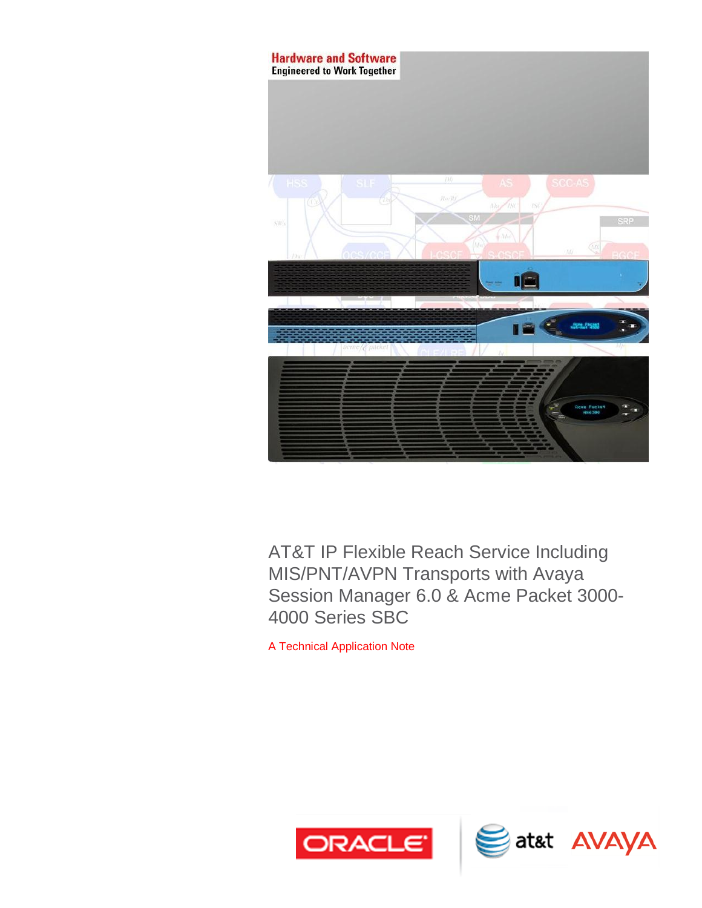**Hardware and Software**
**Engineered to Work Together**

# AT&T IP Flexible Reach Service Including MIS/PNT/AVPN Transports with Avaya Session Manager 6.0 & Acme Packet 3000-4000 Series SBC

A Technical Application Note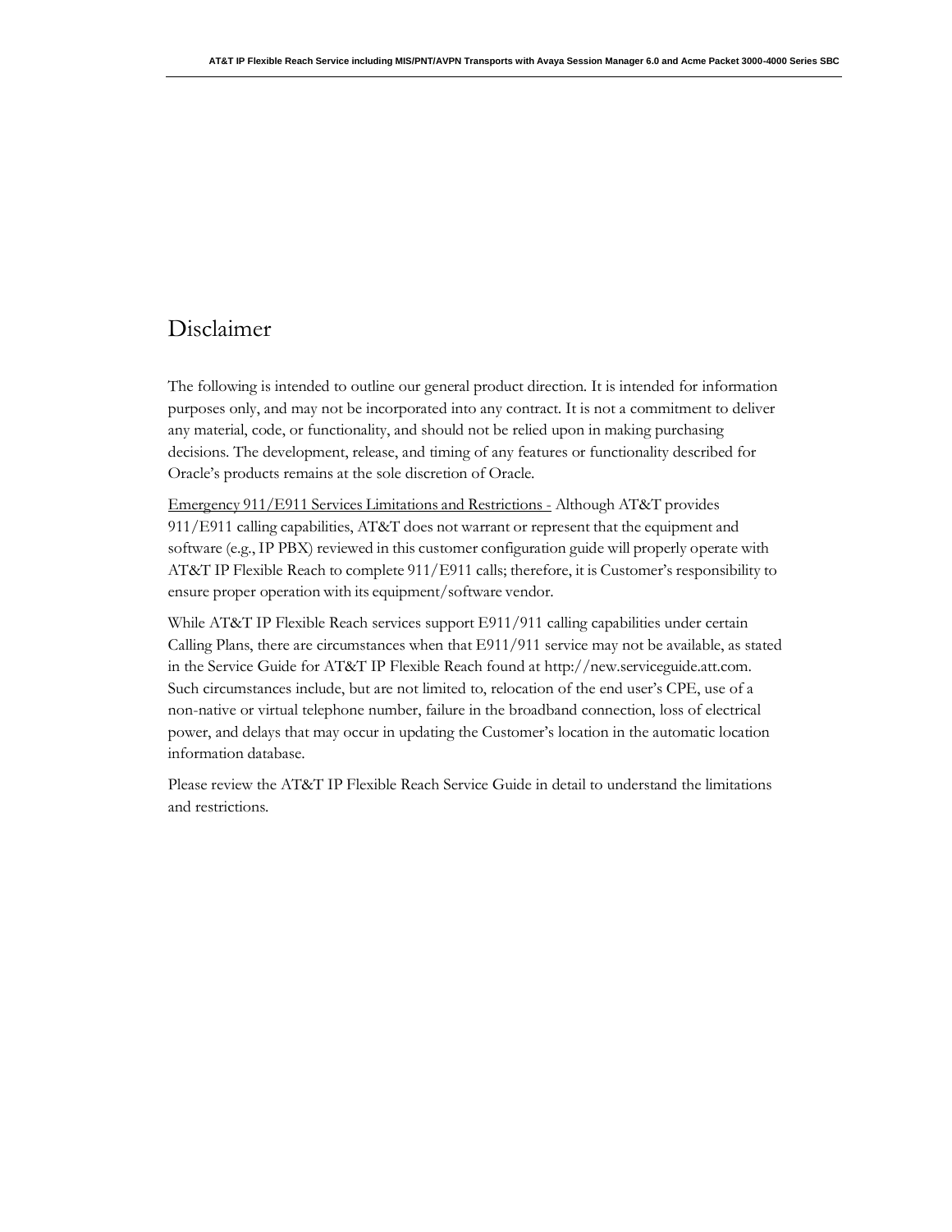# Disclaimer

The following is intended to outline our general product direction. It is intended for information purposes only, and may not be incorporated into any contract. It is not a commitment to deliver any material, code, or functionality, and should not be relied upon in making purchasing decisions. The development, release, and timing of any features or functionality described for Oracle's products remains at the sole discretion of Oracle.

<u>Emergency 911/E911 Services Limitations and Restrictions -</u> Although AT&T provides 911/E911 calling capabilities, AT&T does not warrant or represent that the equipment and software (e.g., IP PBX) reviewed in this customer configuration guide will properly operate with AT&T IP Flexible Reach to complete 911/E911 calls; therefore, it is Customer's responsibility to ensure proper operation with its equipment/software vendor.

While AT&T IP Flexible Reach services support E911/911 calling capabilities under certain Calling Plans, there are circumstances when that E911/911 service may not be available, as stated in the Service Guide for AT&T IP Flexible Reach found at http://new.serviceguide.att.com. Such circumstances include, but are not limited to, relocation of the end user's CPE, use of a non-native or virtual telephone number, failure in the broadband connection, loss of electrical power, and delays that may occur in updating the Customer's location in the automatic location information database.

Please review the AT&T IP Flexible Reach Service Guide in detail to understand the limitations and restrictions.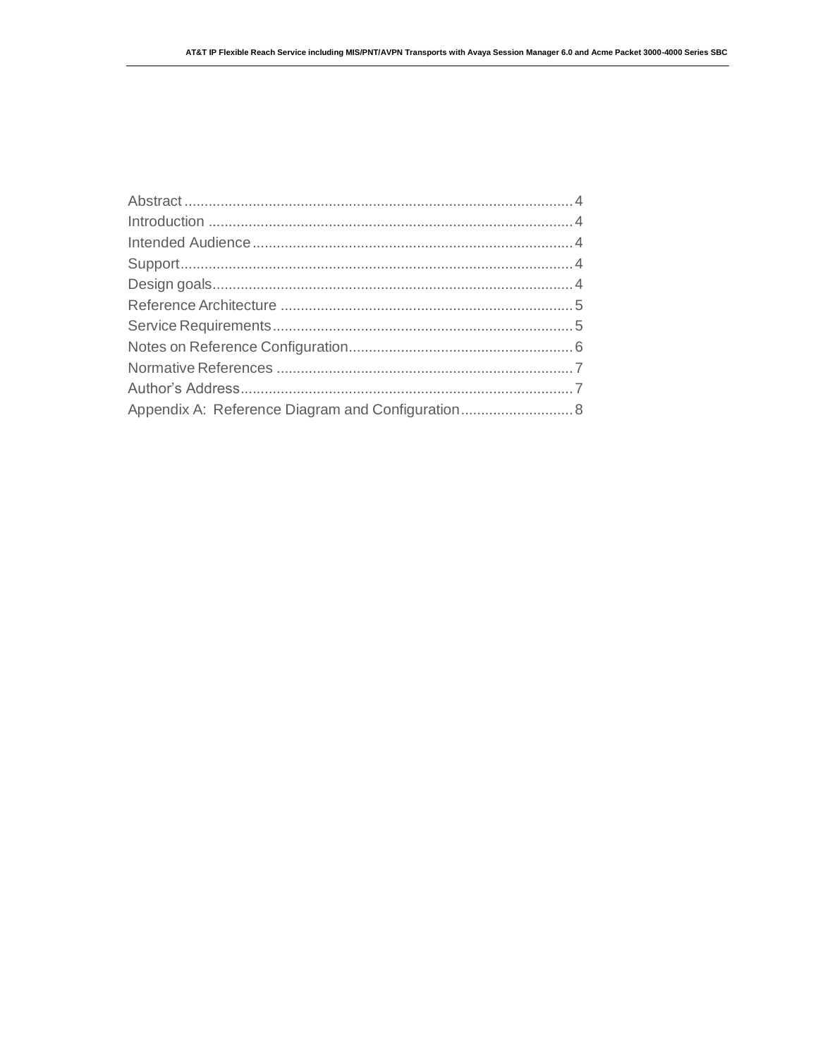Abstract ................................................................................................ 4
Introduction ........................................................................................... 4
Intended Audience ................................................................................ 4
Support.................................................................................................. 4
Design goals.......................................................................................... 4
Reference Architecture ......................................................................... 5
Service Requirements........................................................................... 5
Notes on Reference Configuration........................................................ 6
Normative References .......................................................................... 7
Author's Address................................................................................... 7
Appendix A: Reference Diagram and Configuration............................ 8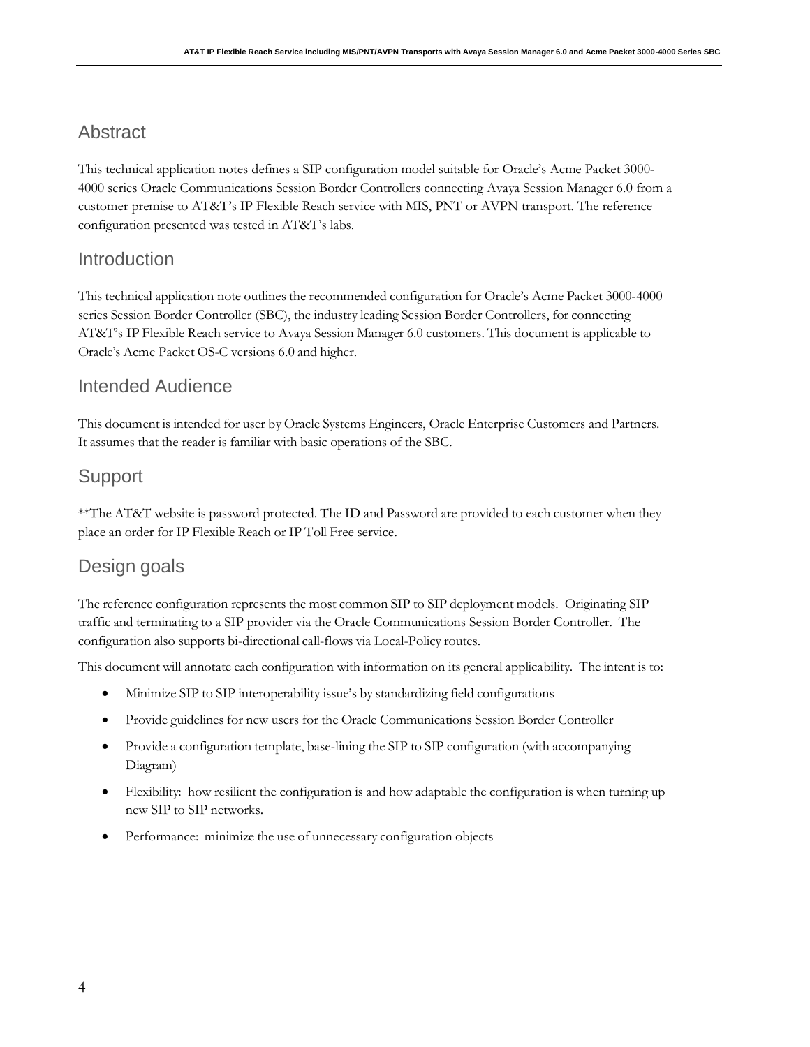## Abstract

This technical application notes defines a SIP configuration model suitable for Oracle's Acme Packet 3000-4000 series Oracle Communications Session Border Controllers connecting Avaya Session Manager 6.0 from a customer premise to AT&T's IP Flexible Reach service with MIS, PNT or AVPN transport. The reference configuration presented was tested in AT&T's labs.

## Introduction

This technical application note outlines the recommended configuration for Oracle's Acme Packet 3000-4000 series Session Border Controller (SBC), the industry leading Session Border Controllers, for connecting AT&T's IP Flexible Reach service to Avaya Session Manager 6.0 customers. This document is applicable to Oracle's Acme Packet OS-C versions 6.0 and higher.

## Intended Audience

This document is intended for user by Oracle Systems Engineers, Oracle Enterprise Customers and Partners. It assumes that the reader is familiar with basic operations of the SBC.

## Support

**The AT&T website is password protected. The ID and Password are provided to each customer when they place an order for IP Flexible Reach or IP Toll Free service.

## Design goals

The reference configuration represents the most common SIP to SIP deployment models. Originating SIP traffic and terminating to a SIP provider via the Oracle Communications Session Border Controller. The configuration also supports bi-directional call-flows via Local-Policy routes.

This document will annotate each configuration with information on its general applicability. The intent is to:

- Minimize SIP to SIP interoperability issue's by standardizing field configurations
- Provide guidelines for new users for the Oracle Communications Session Border Controller
- Provide a configuration template, base-lining the SIP to SIP configuration (with accompanying Diagram)
- Flexibility: how resilient the configuration is and how adaptable the configuration is when turning up new SIP to SIP networks.
- Performance: minimize the use of unnecessary configuration objects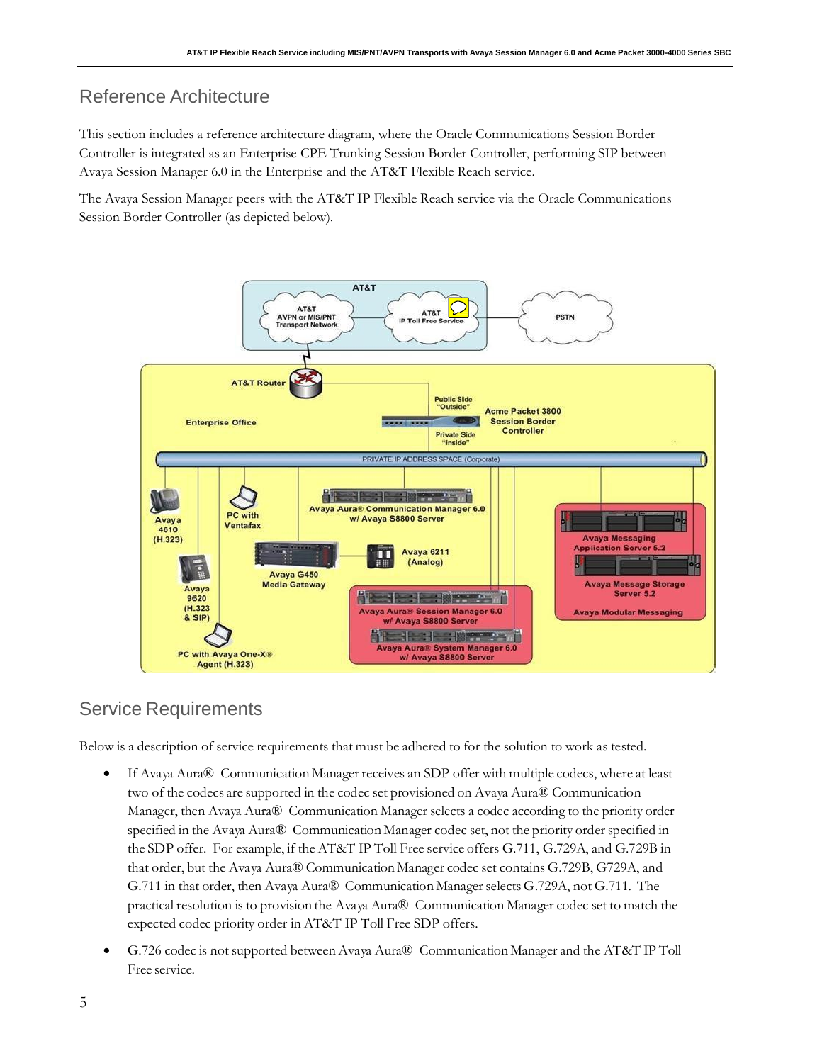## Reference Architecture

This section includes a reference architecture diagram, where the Oracle Communications Session Border Controller is integrated as an Enterprise CPE Trunking Session Border Controller, performing SIP between Avaya Session Manager 6.0 in the Enterprise and the AT&T Flexible Reach service.

The Avaya Session Manager peers with the AT&T IP Flexible Reach service via the Oracle Communications Session Border Controller (as depicted below).

AT&T
AT&T AVPN or MIS/PNT Transport Network
AT&T IP Toll Free Service
PSTN
AT&T Router
Public Side "Outside"
Acme Packet 3800 Session Border Controller
Enterprise Office
Private Side "Inside"
PRIVATE IP ADDRESS SPACE (Corporate)
Avaya 4610 (H.323)
PC with Ventafax
Avaya Aura® Communication Manager 6.0 w/ Avaya S8800 Server
Avaya Messaging Application Server 5.2
Avaya 6211 (Analog)
Avaya G450 Media Gateway
Avaya Message Storage Server 5.2
Avaya 9620 (H.323 & SIP)
Avaya Aura® Session Manager 6.0 w/ Avaya S8800 Server
Avaya Modular Messaging
Avaya Aura® System Manager 6.0 w/ Avaya S8800 Server
PC with Avaya One-X® Agent (H.323)

## Service Requirements

Below is a description of service requirements that must be adhered to for the solution to work as tested.

- If Avaya Aura® Communication Manager receives an SDP offer with multiple codecs, where at least two of the codecs are supported in the codec set provisioned on Avaya Aura® Communication Manager, then Avaya Aura® Communication Manager selects a codec according to the priority order specified in the Avaya Aura® Communication Manager codec set, not the priority order specified in the SDP offer. For example, if the AT&T IP Toll Free service offers G.711, G.729A, and G.729B in that order, but the Avaya Aura® Communication Manager codec set contains G.729B, G729A, and G.711 in that order, then Avaya Aura® Communication Manager selects G.729A, not G.711. The practical resolution is to provision the Avaya Aura® Communication Manager codec set to match the expected codec priority order in AT&T IP Toll Free SDP offers.
- G.726 codec is not supported between Avaya Aura® Communication Manager and the AT&T IP Toll Free service.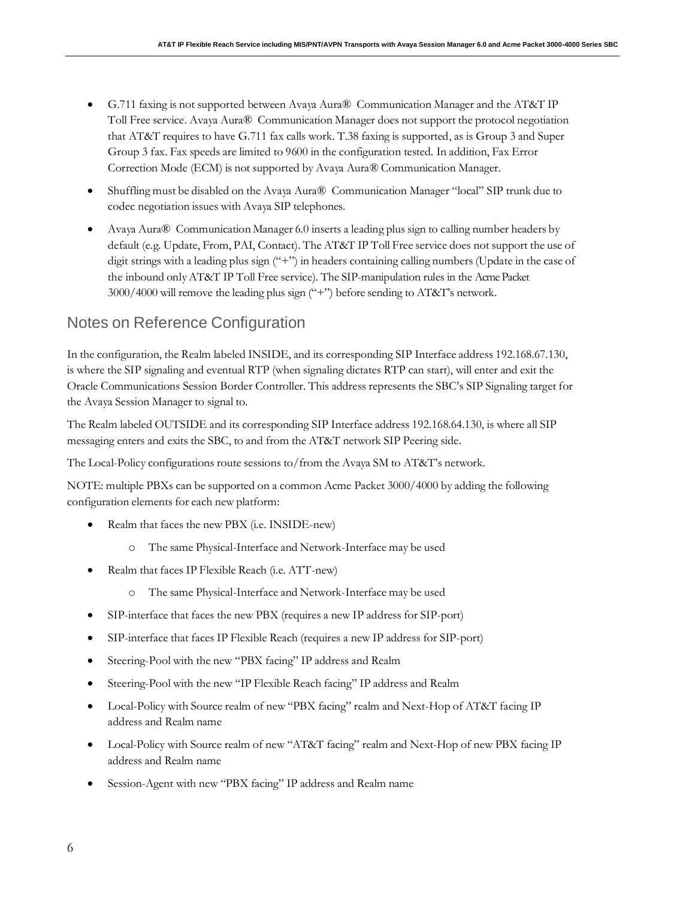- G.711 faxing is not supported between Avaya Aura® Communication Manager and the AT&T IP Toll Free service. Avaya Aura® Communication Manager does not support the protocol negotiation that AT&T requires to have G.711 fax calls work. T.38 faxing is supported, as is Group 3 and Super Group 3 fax. Fax speeds are limited to 9600 in the configuration tested. In addition, Fax Error Correction Mode (ECM) is not supported by Avaya Aura® Communication Manager.
- Shuffling must be disabled on the Avaya Aura® Communication Manager "local" SIP trunk due to codec negotiation issues with Avaya SIP telephones.
- Avaya Aura® Communication Manager 6.0 inserts a leading plus sign to calling number headers by default (e.g. Update, From, PAI, Contact). The AT&T IP Toll Free service does not support the use of digit strings with a leading plus sign ("+") in headers containing calling numbers (Update in the case of the inbound only AT&T IP Toll Free service). The SIP-manipulation rules in the Acme Packet 3000/4000 will remove the leading plus sign ("+") before sending to AT&T's network.

## Notes on Reference Configuration

In the configuration, the Realm labeled INSIDE, and its corresponding SIP Interface address 192.168.67.130, is where the SIP signaling and eventual RTP (when signaling dictates RTP can start), will enter and exit the Oracle Communications Session Border Controller. This address represents the SBC's SIP Signaling target for the Avaya Session Manager to signal to.

The Realm labeled OUTSIDE and its corresponding SIP Interface address 192.168.64.130, is where all SIP messaging enters and exits the SBC, to and from the AT&T network SIP Peering side.

The Local-Policy configurations route sessions to/from the Avaya SM to AT&T's network.

NOTE: multiple PBXs can be supported on a common Acme Packet 3000/4000 by adding the following configuration elements for each new platform:

- Realm that faces the new PBX (i.e. INSIDE-new)
  - The same Physical-Interface and Network-Interface may be used
- Realm that faces IP Flexible Reach (i.e. ATT-new)
  - The same Physical-Interface and Network-Interface may be used
- SIP-interface that faces the new PBX (requires a new IP address for SIP-port)
- SIP-interface that faces IP Flexible Reach (requires a new IP address for SIP-port)
- Steering-Pool with the new "PBX facing" IP address and Realm
- Steering-Pool with the new "IP Flexible Reach facing" IP address and Realm
- Local-Policy with Source realm of new "PBX facing" realm and Next-Hop of AT&T facing IP address and Realm name
- Local-Policy with Source realm of new "AT&T facing" realm and Next-Hop of new PBX facing IP address and Realm name
- Session-Agent with new "PBX facing" IP address and Realm name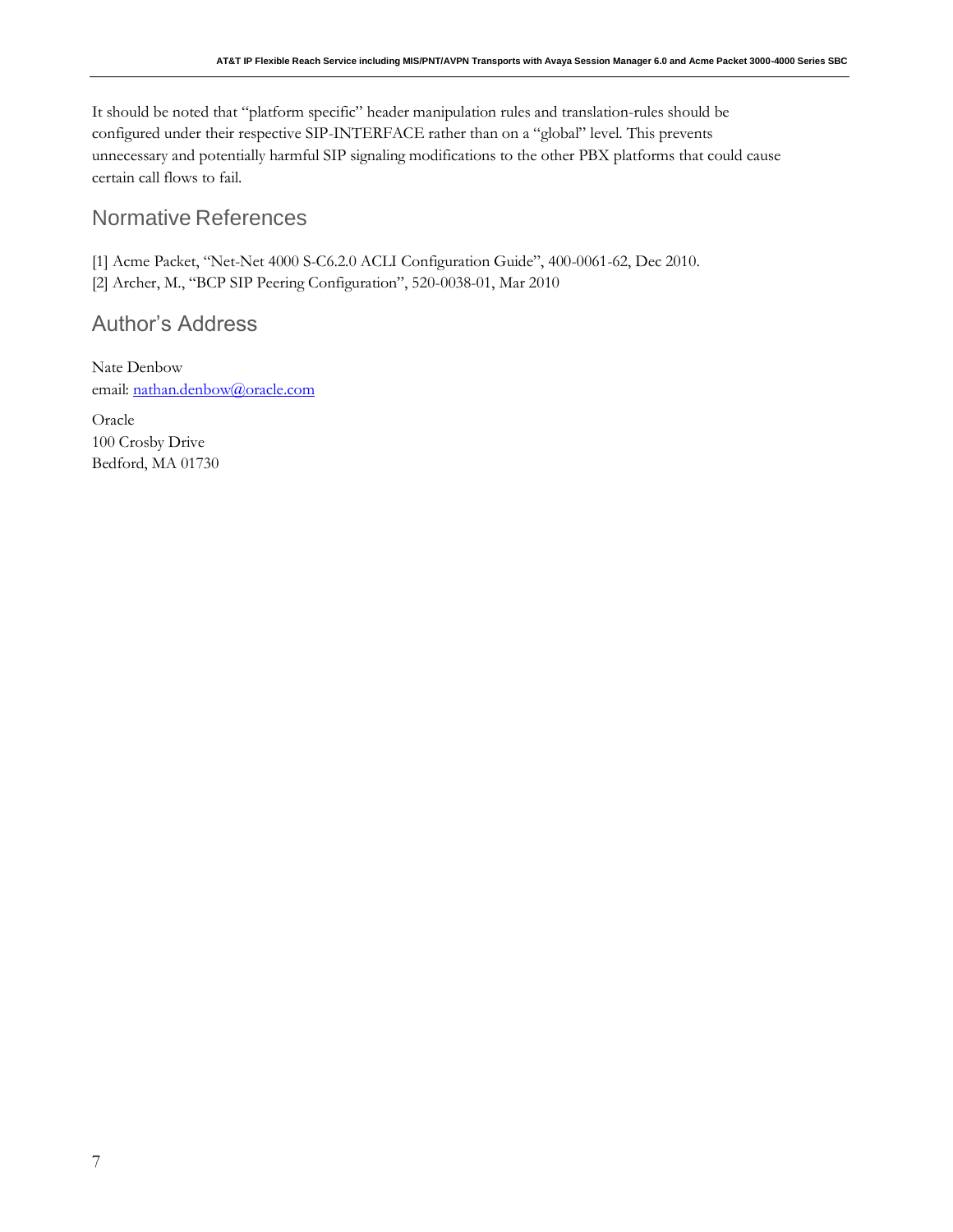It should be noted that "platform specific" header manipulation rules and translation-rules should be configured under their respective SIP-INTERFACE rather than on a "global" level. This prevents unnecessary and potentially harmful SIP signaling modifications to the other PBX platforms that could cause certain call flows to fail.

## Normative References

[1] Acme Packet, "Net-Net 4000 S-C6.2.0 ACLI Configuration Guide", 400-0061-62, Dec 2010.
[2] Archer, M., "BCP SIP Peering Configuration", 520-0038-01, Mar 2010

## Author's Address

Nate Denbow
email: nathan.denbow@oracle.com

Oracle
100 Crosby Drive
Bedford, MA 01730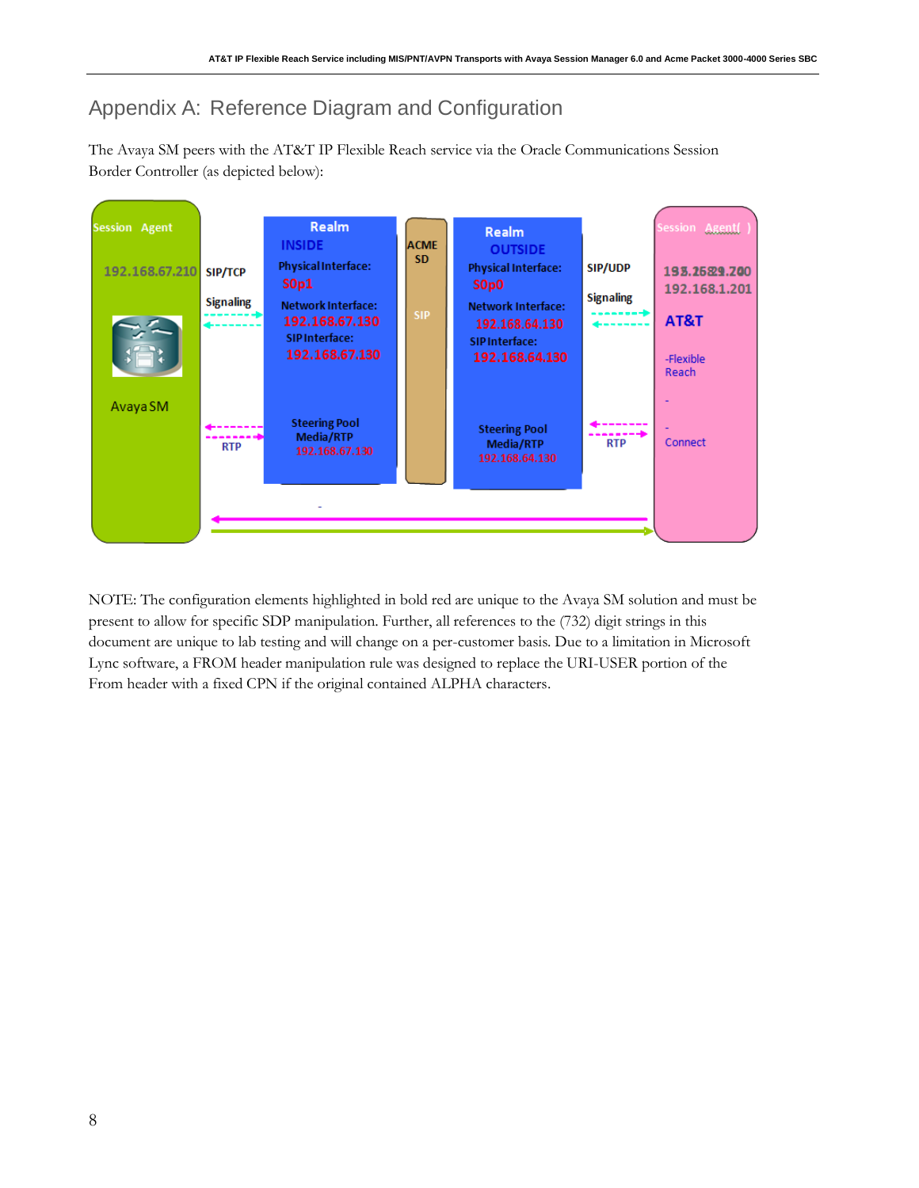# Appendix A: Reference Diagram and Configuration

The Avaya SM peers with the AT&T IP Flexible Reach service via the Oracle Communications Session Border Controller (as depicted below):

Session Agent

192.168.67.210

Avaya SM

SIP/TCP

Signaling

RTP

Realm

INSIDE

Physical Interface:

S0p1

Network Interface:

192.168.67.130

SIP Interface:

192.168.67.130

Steering Pool

Media/RTP

192.168.67.130

ACME SD

SIP

Realm

OUTSIDE

Physical Interface:

S0p0

Network Interface:

192.168.64.130

SIP Interface:

192.168.64.130

Steering Pool

Media/RTP

192.168.64.130

SIP/UDP

Signaling

RTP

Session Agent( )

192.168.29.200

192.168.1.201

AT&T

-Flexible Reach

-

-

Connect

NOTE: The configuration elements highlighted in bold red are unique to the Avaya SM solution and must be present to allow for specific SDP manipulation. Further, all references to the (732) digit strings in this document are unique to lab testing and will change on a per-customer basis. Due to a limitation in Microsoft Lync software, a FROM header manipulation rule was designed to replace the URI-USER portion of the From header with a fixed CPN if the original contained ALPHA characters.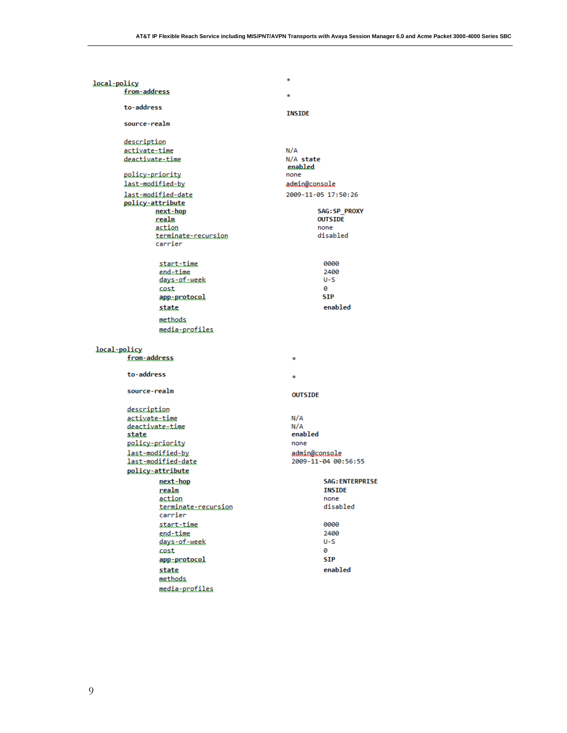```
local-policy
        from-address                    *
        to-address                      *
        source-realm                    INSIDE
        description
        activate-time                   N/A
        deactivate-time                 N/A
        state                           enabled
        policy-priority                 none
        last-modified-by                admin@console
        last-modified-date              2009-11-05 17:50:26
        policy-attribute
                next-hop                        SAG:SP_PROXY
                realm                           OUTSIDE
                action                          none
                terminate-recursion             disabled
                carrier
                start-time                      0000
                end-time                        2400
                days-of-week                    U-S
                cost                            0
                app-protocol                    SIP
                state                           enabled
                methods
                media-profiles

local-policy
        from-address                    *
        to-address                      *
        source-realm                    OUTSIDE
        description
        activate-time                   N/A
        deactivate-time                 N/A
        state                           enabled
        policy-priority                 none
        last-modified-by                admin@console
        last-modified-date              2009-11-04 00:56:55
        policy-attribute
                next-hop                        SAG:ENTERPRISE
                realm                           INSIDE
                action                          none
                terminate-recursion             disabled
                carrier
                start-time                      0000
                end-time                        2400
                days-of-week                    U-S
                cost                            0
                app-protocol                    SIP
                state                           enabled
                methods
                media-profiles
```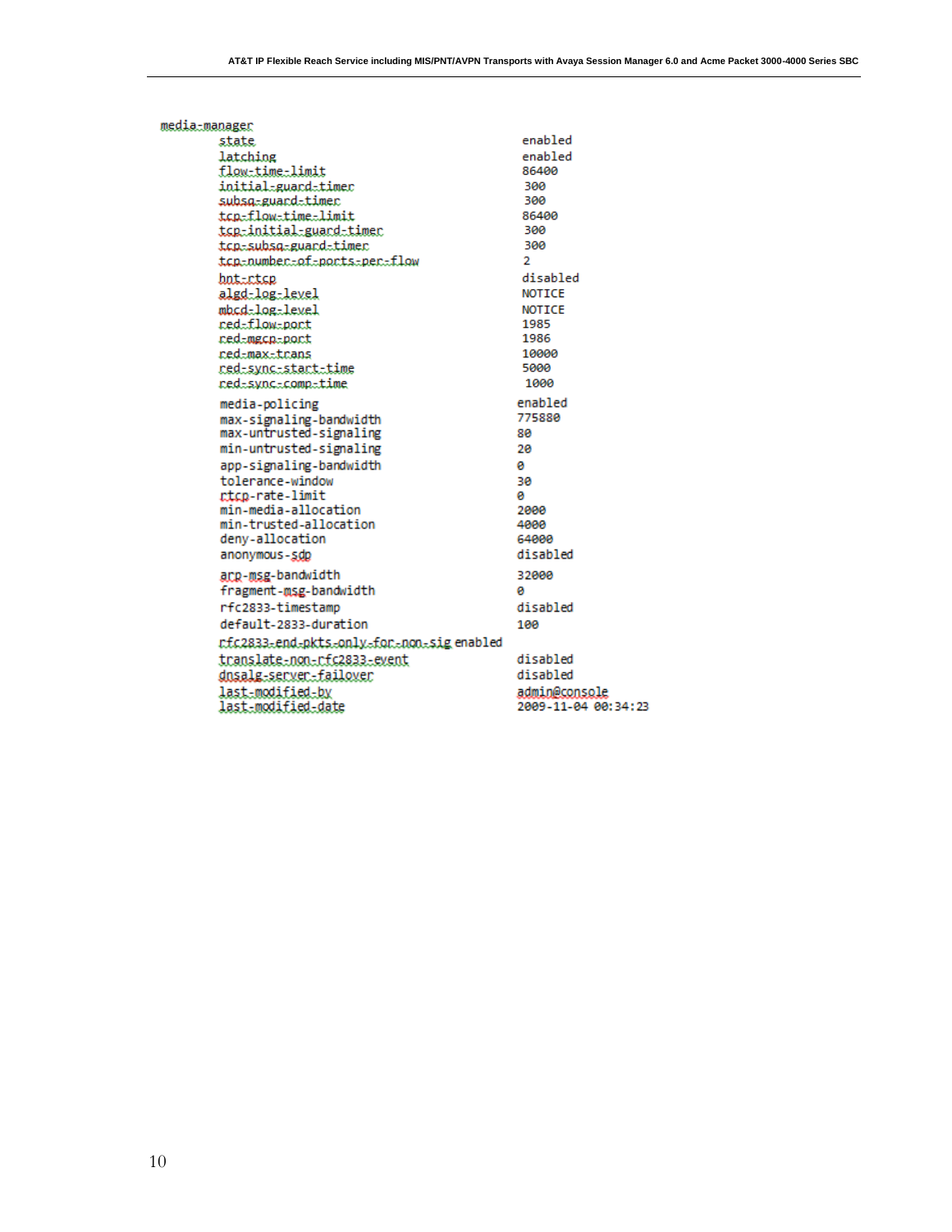```
media-manager
        state                           enabled
        latching                        enabled
        flow-time-limit                 86400
        initial-guard-timer              300
        subsq-guard-timer                300
        tcp-flow-time-limit             86400
        tcp-initial-guard-timer          300
        tcp-subsq-guard-timer            300
        tcp-number-of-ports-per-flow    2
        hnt-rtcp                        disabled
        algd-log-level                  NOTICE
        mbcd-log-level                  NOTICE
        red-flow-port                   1985
        red-mgcp-port                   1986
        red-max-trans                   10000
        red-sync-start-time             5000
        red-sync-comp-time               1000
        media-policing                  enabled
        max-signaling-bandwidth         775880
        max-untrusted-signaling         80
        min-untrusted-signaling         20
        app-signaling-bandwidth         0
        tolerance-window                30
        rtcp-rate-limit                 0
        min-media-allocation            2000
        min-trusted-allocation          4000
        deny-allocation                 64000
        anonymous-sdp                   disabled
        arp-msg-bandwidth               32000
        fragment-msg-bandwidth          0
        rfc2833-timestamp               disabled
        default-2833-duration           100
        rfc2833-end-pkts-only-for-non-sig enabled
        translate-non-rfc2833-event     disabled
        dnsalg-server-failover          disabled
        last-modified-by                admin@console
        last-modified-date              2009-11-04 00:34:23
```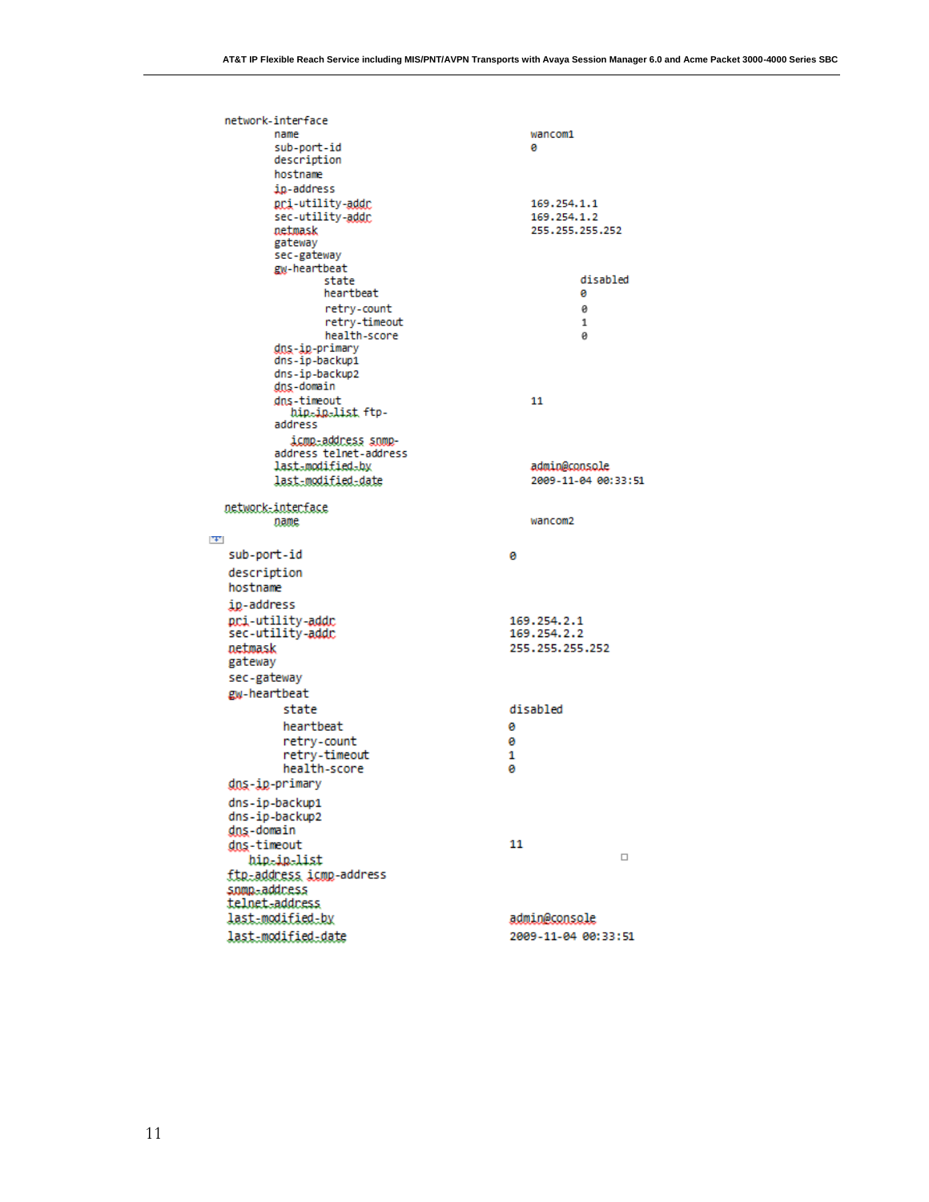```
network-interface
        name                            wancom1
        sub-port-id                     0
        description
        hostname
        ip-address
        pri-utility-addr                169.254.1.1
        sec-utility-addr                169.254.1.2
        netmask                         255.255.255.252
        gateway
        sec-gateway
        gw-heartbeat
                state                   disabled
                heartbeat               0
                retry-count             0
                retry-timeout           1
                health-score            0
        dns-ip-primary
        dns-ip-backup1
        dns-ip-backup2
        dns-domain
        dns-timeout                     11
          hip-ip-list ftp-
        address
          icmp-address snmp-
        address telnet-address
        last-modified-by                admin@console
        last-modified-date              2009-11-04 00:33:51

network-interface
        name                            wancom2
        sub-port-id                     0
        description
        hostname
        ip-address
        pri-utility-addr                169.254.2.1
        sec-utility-addr                169.254.2.2
        netmask                         255.255.255.252
        gateway
        sec-gateway
        gw-heartbeat
                state                   disabled
                heartbeat               0
                retry-count             0
                retry-timeout           1
                health-score            0
        dns-ip-primary
        dns-ip-backup1
        dns-ip-backup2
        dns-domain
        dns-timeout                     11
          hip-ip-list
        ftp-address icmp-address
        snmp-address
        telnet-address
        last-modified-by                admin@console
        last-modified-date              2009-11-04 00:33:51
```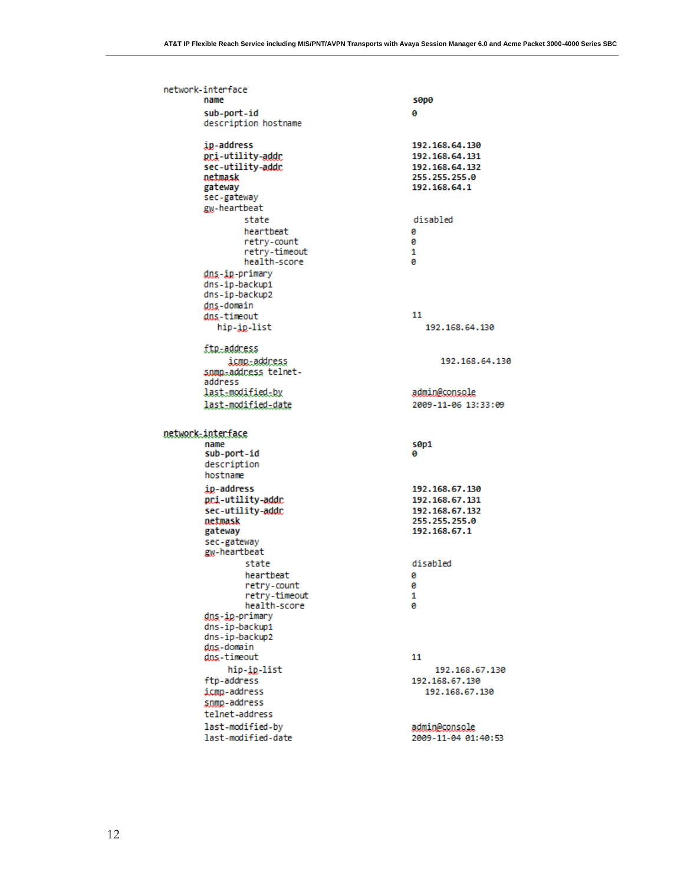```
network-interface
        name                                    s0p0
        sub-port-id                             0
        description hostname

        ip-address                              192.168.64.130
        pri-utility-addr                        192.168.64.131
        sec-utility-addr                        192.168.64.132
        netmask                                 255.255.255.0
        gateway                                 192.168.64.1
        sec-gateway
        gw-heartbeat
                state                           disabled
                heartbeat                       0
                retry-count                     0
                retry-timeout                   1
                health-score                    0
        dns-ip-primary
        dns-ip-backup1
        dns-ip-backup2
        dns-domain
        dns-timeout                             11
          hip-ip-list                             192.168.64.130

        ftp-address
             icmp-address                             192.168.64.130
        snmp-address telnet-
        address
        last-modified-by                        admin@console
        last-modified-date                      2009-11-06 13:33:09

network-interface
        name                                    s0p1
        sub-port-id                             0
        description
        hostname
        ip-address                              192.168.67.130
        pri-utility-addr                        192.168.67.131
        sec-utility-addr                        192.168.67.132
        netmask                                 255.255.255.0
        gateway                                 192.168.67.1
        sec-gateway
        gw-heartbeat
                state                           disabled
                heartbeat                       0
                retry-count                     0
                retry-timeout                   1
                health-score                    0
        dns-ip-primary
        dns-ip-backup1
        dns-ip-backup2
        dns-domain
        dns-timeout                             11
            hip-ip-list                             192.168.67.130
        ftp-address                             192.168.67.130
        icmp-address                              192.168.67.130
        snmp-address
        telnet-address
        last-modified-by                        admin@console
        last-modified-date                      2009-11-04 01:40:53
```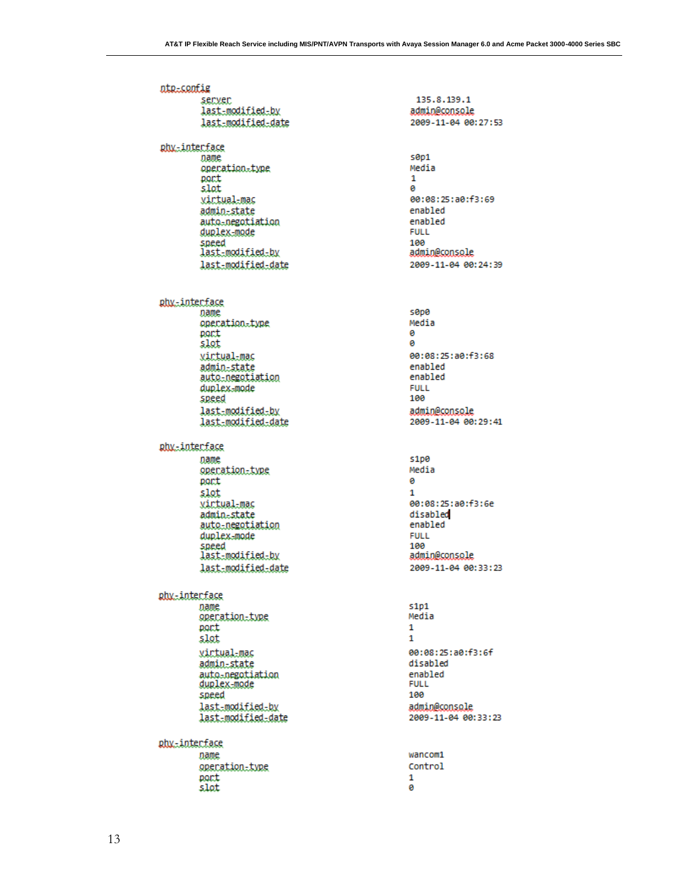```
ntp-config
        server                          135.8.139.1
        last-modified-by                admin@console
        last-modified-date              2009-11-04 00:27:53

phy-interface
        name                            s0p1
        operation-type                  Media
        port                            1
        slot                            0
        virtual-mac                     00:08:25:a0:f3:69
        admin-state                     enabled
        auto-negotiation                enabled
        duplex-mode                     FULL
        speed                           100
        last-modified-by                admin@console
        last-modified-date              2009-11-04 00:24:39

phy-interface
        name                            s0p0
        operation-type                  Media
        port                            0
        slot                            0
        virtual-mac                     00:08:25:a0:f3:68
        admin-state                     enabled
        auto-negotiation                enabled
        duplex-mode                     FULL
        speed                           100
        last-modified-by                admin@console
        last-modified-date              2009-11-04 00:29:41

phy-interface
        name                            s1p0
        operation-type                  Media
        port                            0
        slot                            1
        virtual-mac                     00:08:25:a0:f3:6e
        admin-state                     disabled
        auto-negotiation                enabled
        duplex-mode                     FULL
        speed                           100
        last-modified-by                admin@console
        last-modified-date              2009-11-04 00:33:23

phy-interface
        name                            s1p1
        operation-type                  Media
        port                            1
        slot                            1
        virtual-mac                     00:08:25:a0:f3:6f
        admin-state                     disabled
        auto-negotiation                enabled
        duplex-mode                     FULL
        speed                           100
        last-modified-by                admin@console
        last-modified-date              2009-11-04 00:33:23

phy-interface
        name                            wancom1
        operation-type                  Control
        port                            1
        slot                            0
```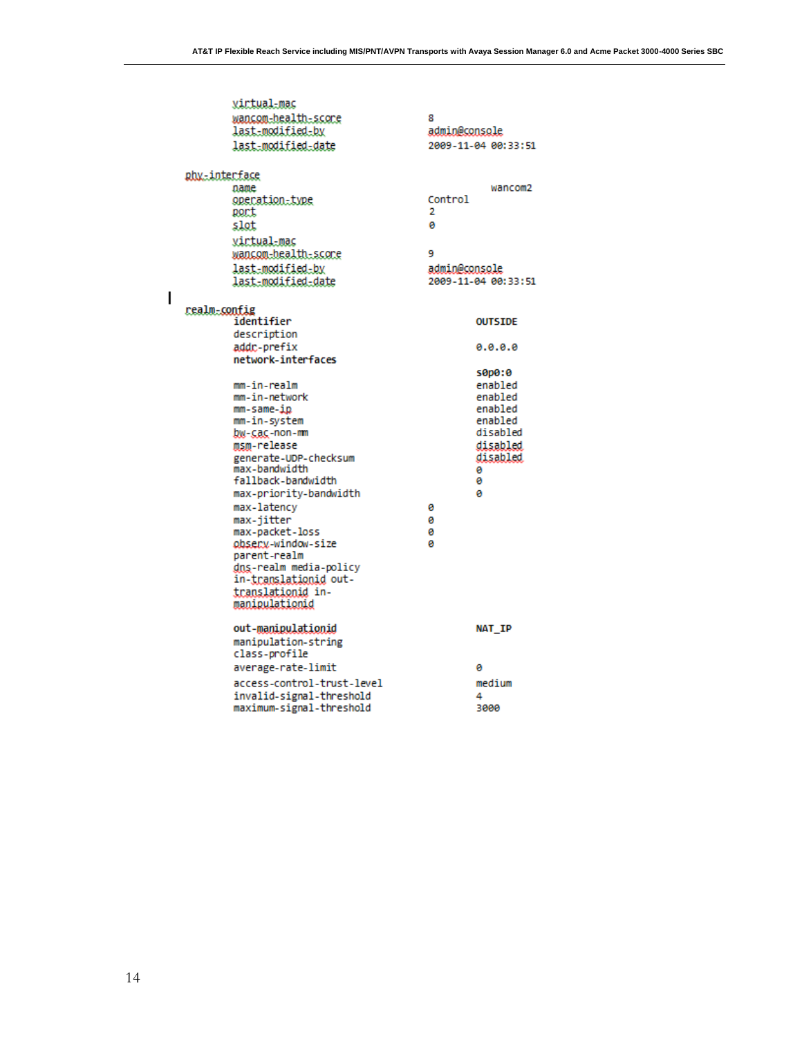```
        virtual-mac
        wancom-health-score                 8
        last-modified-by                    admin@console
        last-modified-date                  2009-11-04 00:33:51

phy-interface
        name                                      wancom2
        operation-type                      Control
        port                                2
        slot                                0
        virtual-mac
        wancom-health-score                 9
        last-modified-by                    admin@console
        last-modified-date                  2009-11-04 00:33:51

realm-config
        identifier                                OUTSIDE
        description
        addr-prefix                               0.0.0.0
        network-interfaces
                                                  s0p0:0
        mm-in-realm                               enabled
        mm-in-network                             enabled
        mm-same-ip                                enabled
        mm-in-system                              enabled
        bw-cac-non-mm                             disabled
        msm-release                               disabled
        generate-UDP-checksum                     disabled
        max-bandwidth                             0
        fallback-bandwidth                        0
        max-priority-bandwidth                    0
        max-latency                         0
        max-jitter                          0
        max-packet-loss                     0
        observ-window-size                  0
        parent-realm
        dns-realm media-policy
        in-translationid out-
        translationid in-
        manipulationid

        out-manipulationid                        NAT_IP
        manipulation-string
        class-profile
        average-rate-limit                        0
        access-control-trust-level                medium
        invalid-signal-threshold                  4
        maximum-signal-threshold                  3000
```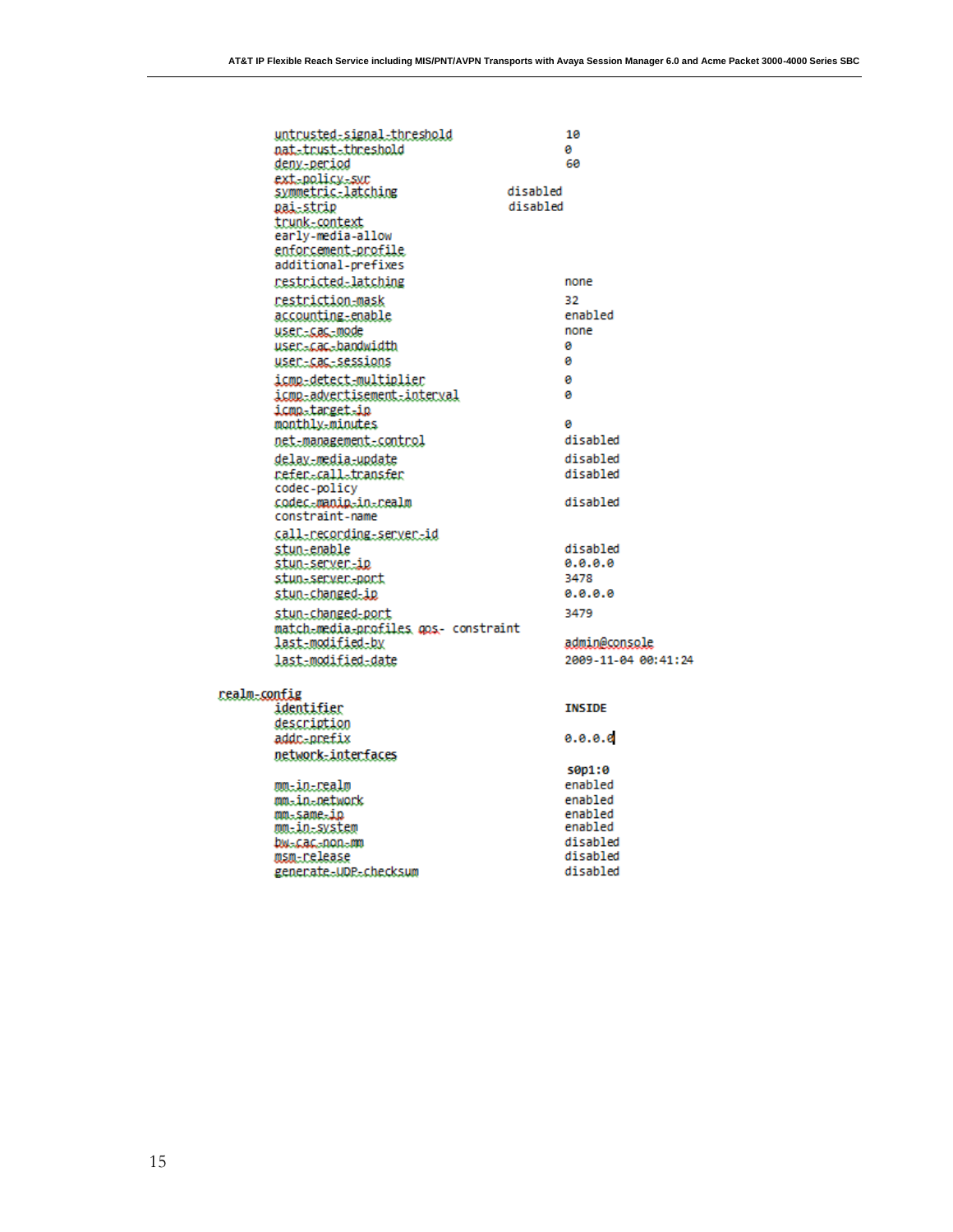```
        untrusted-signal-threshold              10
        nat-trust-threshold                     0
        deny-period                             60
        ext-policy-svr
        symmetric-latching                 disabled
        pai-strip                          disabled
        trunk-context
        early-media-allow
        enforcement-profile
        additional-prefixes
        restricted-latching                     none
        restriction-mask                        32
        accounting-enable                       enabled
        user-cac-mode                           none
        user-cac-bandwidth                      0
        user-cac-sessions                       0
        icmp-detect-multiplier                  0
        icmp-advertisement-interval             0
        icmp-target-ip
        monthly-minutes                         0
        net-management-control                  disabled
        delay-media-update                      disabled
        refer-call-transfer                     disabled
        codec-policy
        codec-manip-in-realm                    disabled
        constraint-name
        call-recording-server-id
        stun-enable                             disabled
        stun-server-ip                          0.0.0.0
        stun-server-port                        3478
        stun-changed-ip                         0.0.0.0
        stun-changed-port                       3479
        match-media-profiles qos- constraint
        last-modified-by                        admin@console
        last-modified-date                      2009-11-04 00:41:24

realm-config
        identifier                              INSIDE
        description
        addr-prefix                             0.0.0.0
        network-interfaces
                                                s0p1:0
        mm-in-realm                             enabled
        mm-in-network                           enabled
        mm-same-ip                              enabled
        mm-in-system                            enabled
        bw-cac-non-mm                           disabled
        msm-release                             disabled
        generate-UDP-checksum                   disabled
```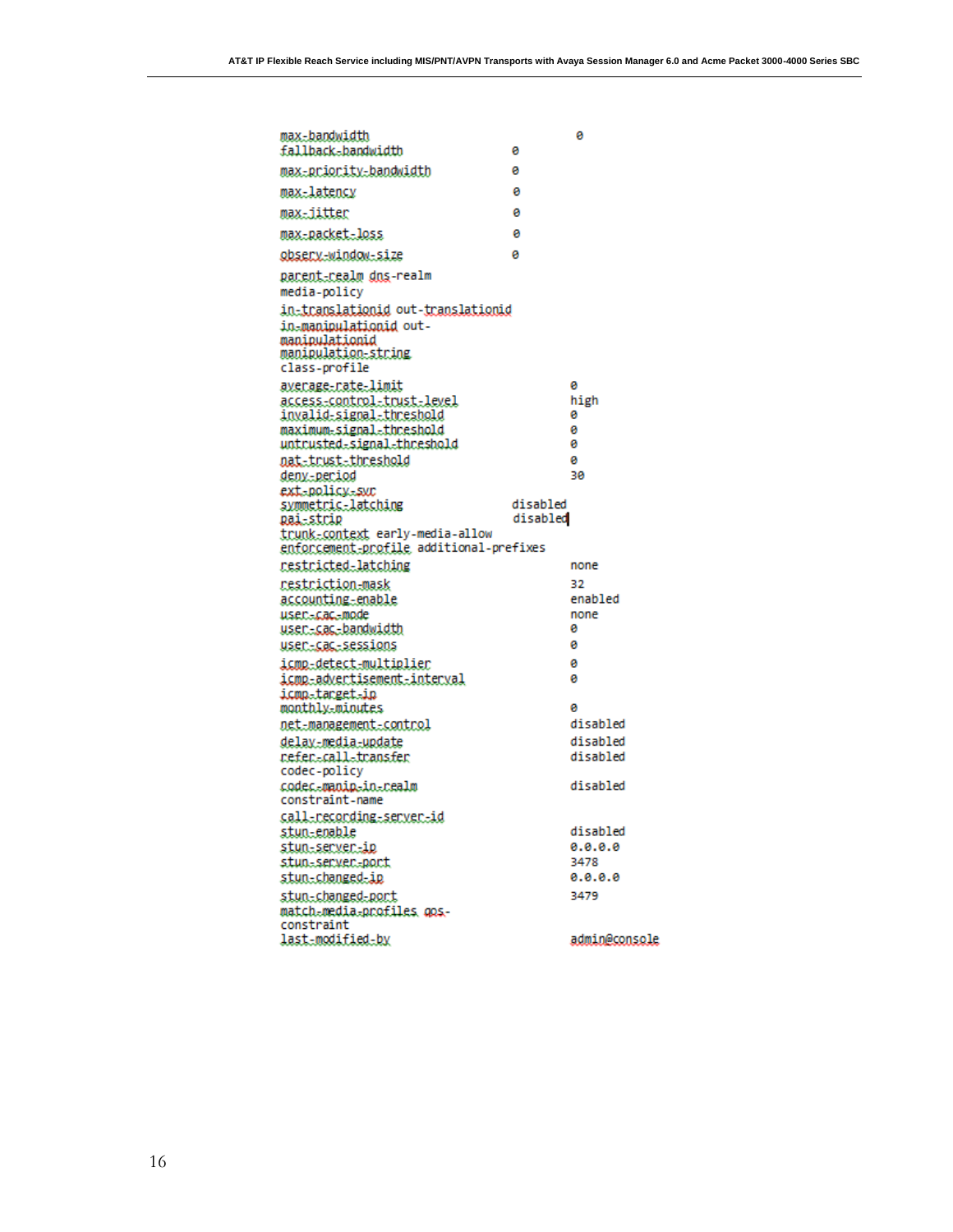```
max-bandwidth                          0
fallback-bandwidth                   0
max-priority-bandwidth               0
max-latency                          0
max-jitter                           0
max-packet-loss                      0
observ-window-size                   0
parent-realm dns-realm
media-policy
in-translationid out-translationid
in-manipulationid out-
manipulationid
manipulation-string
class-profile
average-rate-limit                     0
access-control-trust-level             high
invalid-signal-threshold               0
maximum-signal-threshold               0
untrusted-signal-threshold             0
nat-trust-threshold                    0
deny-period                            30
ext-policy-svr
symmetric-latching                   disabled
pai-strip                            disabled
trunk-context early-media-allow
enforcement-profile additional-prefixes
restricted-latching                    none
restriction-mask                       32
accounting-enable                      enabled
user-cac-mode                          none
user-cac-bandwidth                     0
user-cac-sessions                      0
icmp-detect-multiplier                 0
icmp-advertisement-interval            0
icmp-target-ip
monthly-minutes                        0
net-management-control                 disabled
delay-media-update                     disabled
refer-call-transfer                    disabled
codec-policy
codec-manip-in-realm                   disabled
constraint-name
call-recording-server-id
stun-enable                            disabled
stun-server-ip                         0.0.0.0
stun-server-port                       3478
stun-changed-ip                        0.0.0.0
stun-changed-port                      3479
match-media-profiles qos-
constraint
last-modified-by                       admin@console
```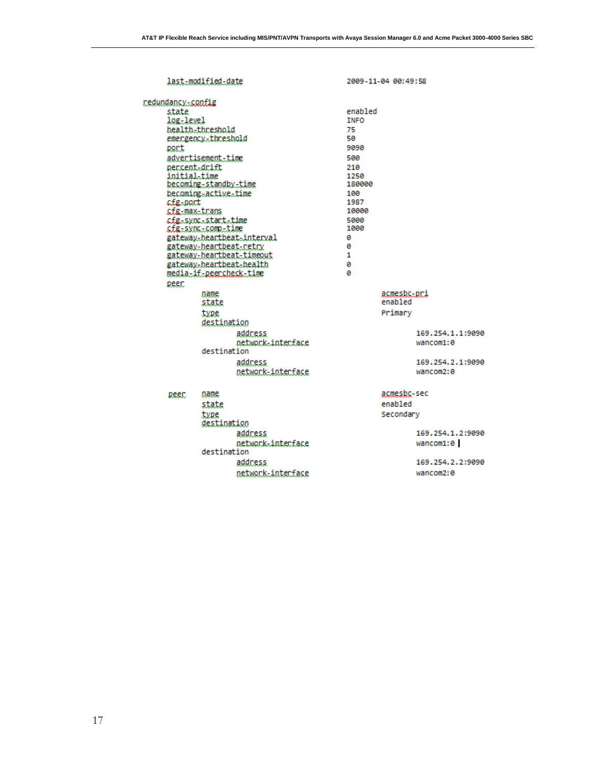```
     last-modified-date                              2009-11-04 00:49:58

redundancy-config
     state                                           enabled
     log-level                                       INFO
     health-threshold                                75
     emergency-threshold                             50
     port                                            9090
     advertisement-time                              500
     percent-drift                                   210
     initial-time                                    1250
     becoming-standby-time                           180000
     becoming-active-time                            100
     cfg-port                                        1987
     cfg-max-trans                                   10000
     cfg-sync-start-time                             5000
     cfg-sync-comp-time                              1000
     gateway-heartbeat-interval                      0
     gateway-heartbeat-retry                         0
     gateway-heartbeat-timeout                       1
     gateway-heartbeat-health                        0
     media-if-peercheck-time                         0
     peer
          name                                            acmesbc-pri
          state                                           enabled
          type                                            Primary
          destination
               address                                         169.254.1.1:9090
               network-interface                               wancom1:0
          destination
               address                                         169.254.2.1:9090
               network-interface                               wancom2:0

     peer name                                            acmesbc-sec
          state                                           enabled
          type                                            Secondary
          destination
               address                                         169.254.1.2:9090
               network-interface                               wancom1:0
          destination
               address                                         169.254.2.2:9090
               network-interface                               wancom2:0
```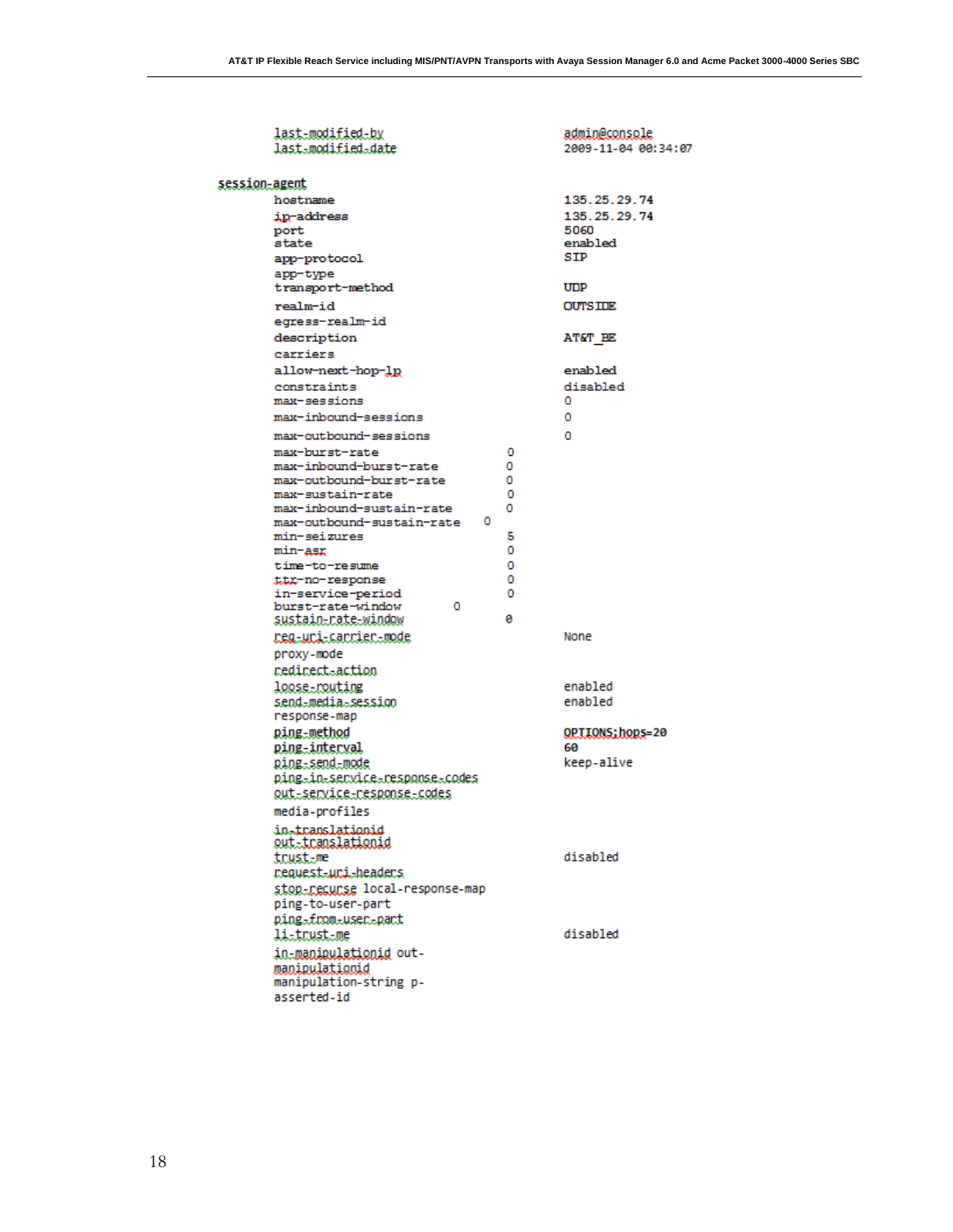```
        last-modified-by                          admin@console
        last-modified-date                        2009-11-04 00:34:07

session-agent
        hostname                                  135.25.29.74
        ip-address                                135.25.29.74
        port                                      5060
        state                                     enabled
        app-protocol                              SIP
        app-type
        transport-method                          UDP
        realm-id                                  OUTSIDE
        egress-realm-id
        description                               AT&T_BE
        carriers
        allow-next-hop-lp                         enabled
        constraints                               disabled
        max-sessions                              0
        max-inbound-sessions                      0
        max-outbound-sessions                     0
        max-burst-rate                  0
        max-inbound-burst-rate          0
        max-outbound-burst-rate         0
        max-sustain-rate                0
        max-inbound-sustain-rate        0
        max-outbound-sustain-rate    0
        min-seizures                    5
        min-asr                         0
        time-to-resume                  0
        ttr-no-response                 0
        in-service-period               0
        burst-rate-window          0
        sustain-rate-window             0
        req-uri-carrier-mode                      None
        proxy-mode
        redirect-action
        loose-routing                             enabled
        send-media-session                        enabled
        response-map
        ping-method                               OPTIONS;hops=20
        ping-interval                             60
        ping-send-mode                            keep-alive
        ping-in-service-response-codes
        out-service-response-codes
        media-profiles
        in-translationid
        out-translationid
        trust-me                                  disabled
        request-uri-headers
        stop-recurse local-response-map
        ping-to-user-part
        ping-from-user-part
        li-trust-me                               disabled
        in-manipulationid out-
        manipulationid
        manipulation-string p-
        asserted-id
```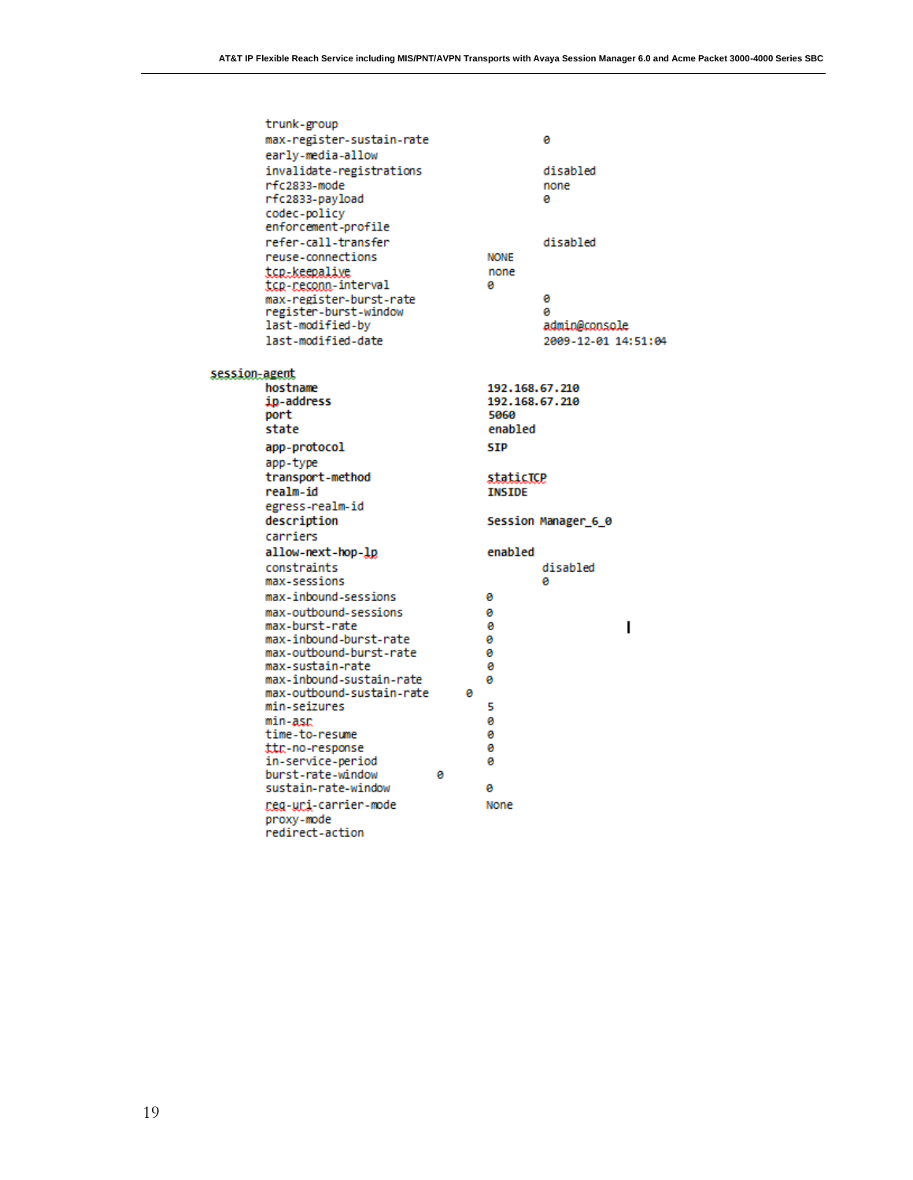```
        trunk-group
        max-register-sustain-rate                0
        early-media-allow
        invalidate-registrations                 disabled
        rfc2833-mode                             none
        rfc2833-payload                          0
        codec-policy
        enforcement-profile
        refer-call-transfer                      disabled
        reuse-connections              NONE
        tcp-keepalive                  none
        tcp-reconn-interval            0
        max-register-burst-rate                  0
        register-burst-window                    0
        last-modified-by                         admin@console
        last-modified-date                       2009-12-01 14:51:04

session-agent
        hostname                       192.168.67.210
        ip-address                     192.168.67.210
        port                           5060
        state                          enabled
        app-protocol                   SIP
        app-type
        transport-method               staticTCP
        realm-id                       INSIDE
        egress-realm-id
        description                    Session Manager_6_0
        carriers
        allow-next-hop-lp              enabled
        constraints                              disabled
        max-sessions                             0
        max-inbound-sessions           0
        max-outbound-sessions          0
        max-burst-rate                 0
        max-inbound-burst-rate         0
        max-outbound-burst-rate        0
        max-sustain-rate               0
        max-inbound-sustain-rate       0
        max-outbound-sustain-rate     0
        min-seizures                   5
        min-asr                        0
        time-to-resume                 0
        ttr-no-response                0
        in-service-period              0
        burst-rate-window        0
        sustain-rate-window            0
        req-uri-carrier-mode           None
        proxy-mode
        redirect-action
```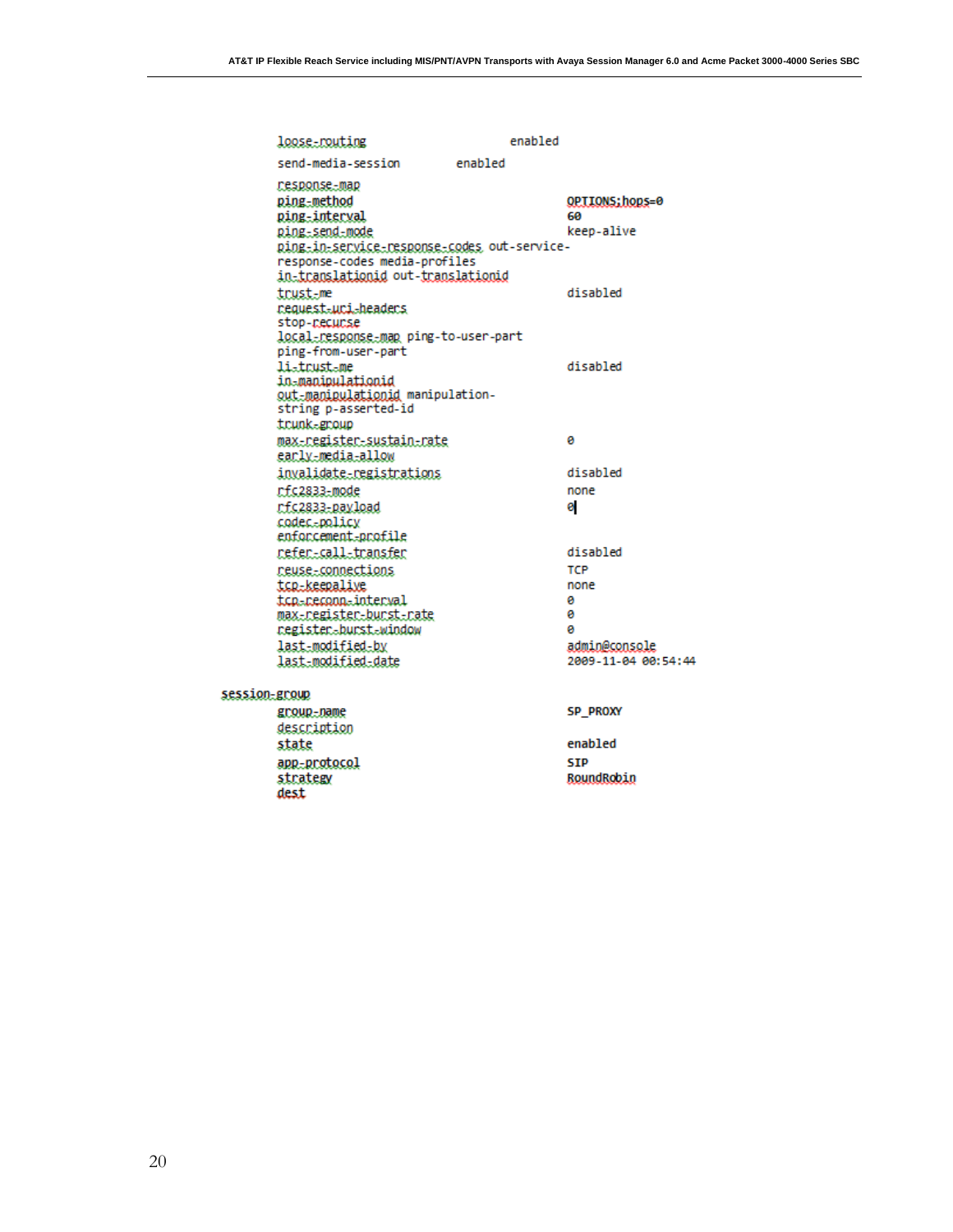```
        loose-routing                    enabled
        send-media-session         enabled
        response-map
        ping-method                             OPTIONS;hops=0
        ping-interval                           60
        ping-send-mode                          keep-alive
        ping-in-service-response-codes out-service-
        response-codes media-profiles
        in-translationid out-translationid
        trust-me                                disabled
        request-uri-headers
        stop-recurse
        local-response-map ping-to-user-part
        ping-from-user-part
        li-trust-me                             disabled
        in-manipulationid
        out-manipulationid manipulation-
        string p-asserted-id
        trunk-group
        max-register-sustain-rate               0
        early-media-allow
        invalidate-registrations                disabled
        rfc2833-mode                            none
        rfc2833-payload                         0
        codec-policy
        enforcement-profile
        refer-call-transfer                     disabled
        reuse-connections                       TCP
        tcp-keepalive                           none
        tcp-reconn-interval                     0
        max-register-burst-rate                 0
        register-burst-window                   0
        last-modified-by                        admin@console
        last-modified-date                      2009-11-04 00:54:44

session-group
        group-name                              SP_PROXY
        description
        state                                   enabled
        app-protocol                            SIP
        strategy                                RoundRobin
        dest
```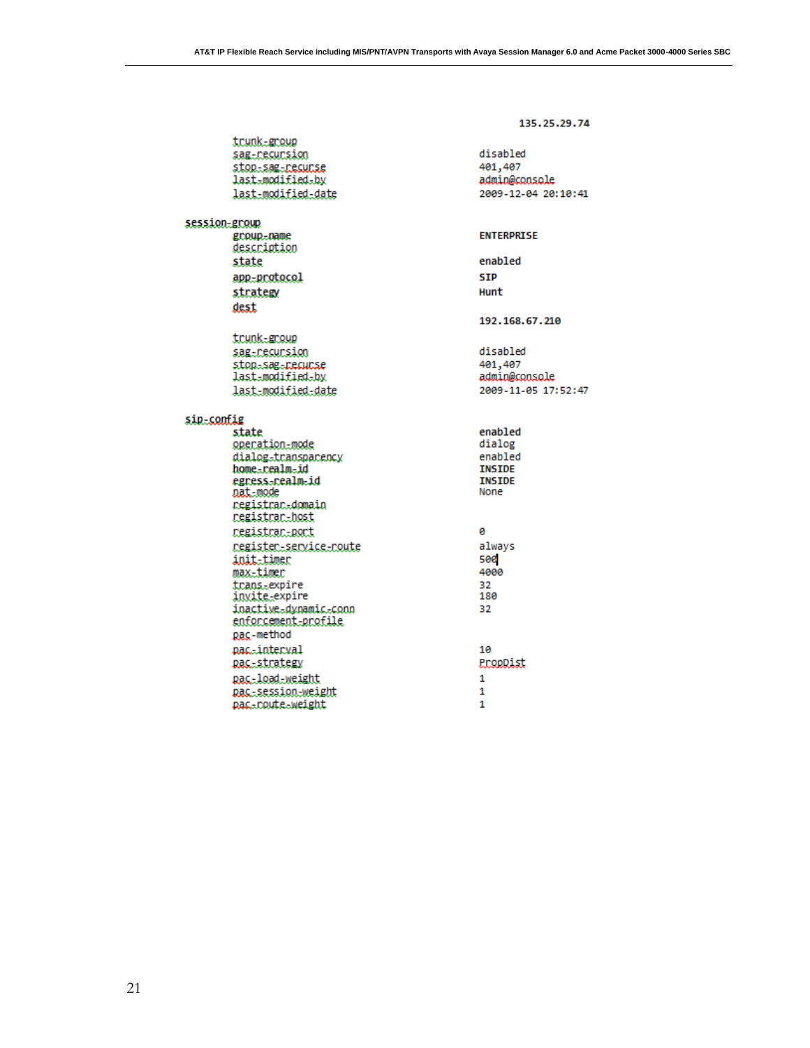```
                                        135.25.29.74
        trunk-group
        sag-recursion                   disabled
        stop-sag-recurse                401,407
        last-modified-by                admin@console
        last-modified-date              2009-12-04 20:10:41

session-group
        group-name                      ENTERPRISE
        description
        state                           enabled
        app-protocol                    SIP
        strategy                        Hunt
        dest
                                        192.168.67.210
        trunk-group
        sag-recursion                   disabled
        stop-sag-recurse                401,407
        last-modified-by                admin@console
        last-modified-date              2009-11-05 17:52:47

sip-config
        state                           enabled
        operation-mode                  dialog
        dialog-transparency             enabled
        home-realm-id                   INSIDE
        egress-realm-id                 INSIDE
        nat-mode                        None
        registrar-domain
        registrar-host
        registrar-port                  0
        register-service-route          always
        init-timer                      500
        max-timer                       4000
        trans-expire                    32
        invite-expire                   180
        inactive-dynamic-conn           32
        enforcement-profile
        pac-method
        pac-interval                    10
        pac-strategy                    PropDist
        pac-load-weight                 1
        pac-session-weight              1
        pac-route-weight                1
```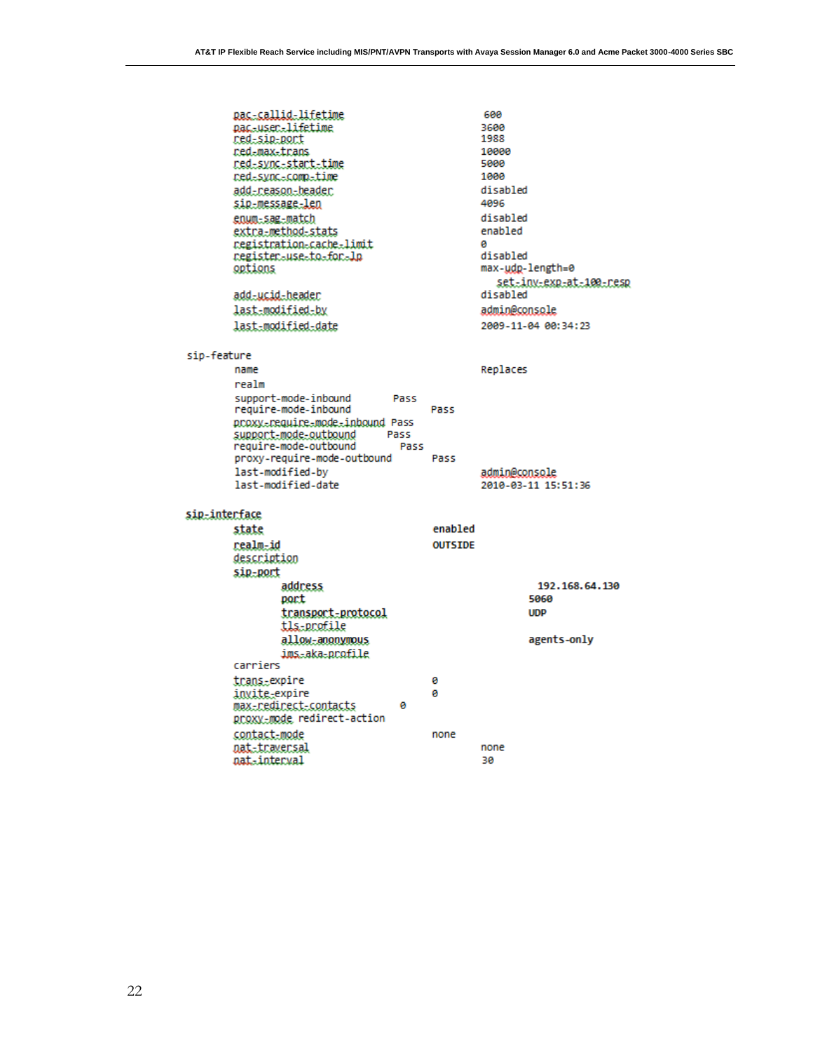```
        pac-callid-lifetime                     600
        pac-user-lifetime                       3600
        red-sip-port                            1988
        red-max-trans                           10000
        red-sync-start-time                     5000
        red-sync-comp-time                      1000
        add-reason-header                       disabled
        sip-message-len                         4096
        enum-sag-match                          disabled
        extra-method-stats                      enabled
        registration-cache-limit                0
        register-use-to-for-lp                  disabled
        options                                 max-udp-length=0
                                                   set-inv-exp-at-100-resp
        add-ucid-header                         disabled
        last-modified-by                        admin@console
        last-modified-date                      2009-11-04 00:34:23

sip-feature
        name                                    Replaces
        realm
        support-mode-inbound          Pass
        require-mode-inbound                Pass
        proxy-require-mode-inbound Pass
        support-mode-outbound        Pass
        require-mode-outbound          Pass
        proxy-require-mode-outbound         Pass
        last-modified-by                        admin@console
        last-modified-date                      2010-03-11 15:51:36

sip-interface
        state                           enabled
        realm-id                        OUTSIDE
        description
        sip-port
                address                                 192.168.64.130
                port                                    5060
                transport-protocol                      UDP
                tls-profile
                allow-anonymous                         agents-only
                ims-aka-profile
        carriers
        trans-expire                    0
        invite-expire                   0
        max-redirect-contacts        0
        proxy-mode redirect-action
        contact-mode                    none
        nat-traversal                           none
        nat-interval                            30
```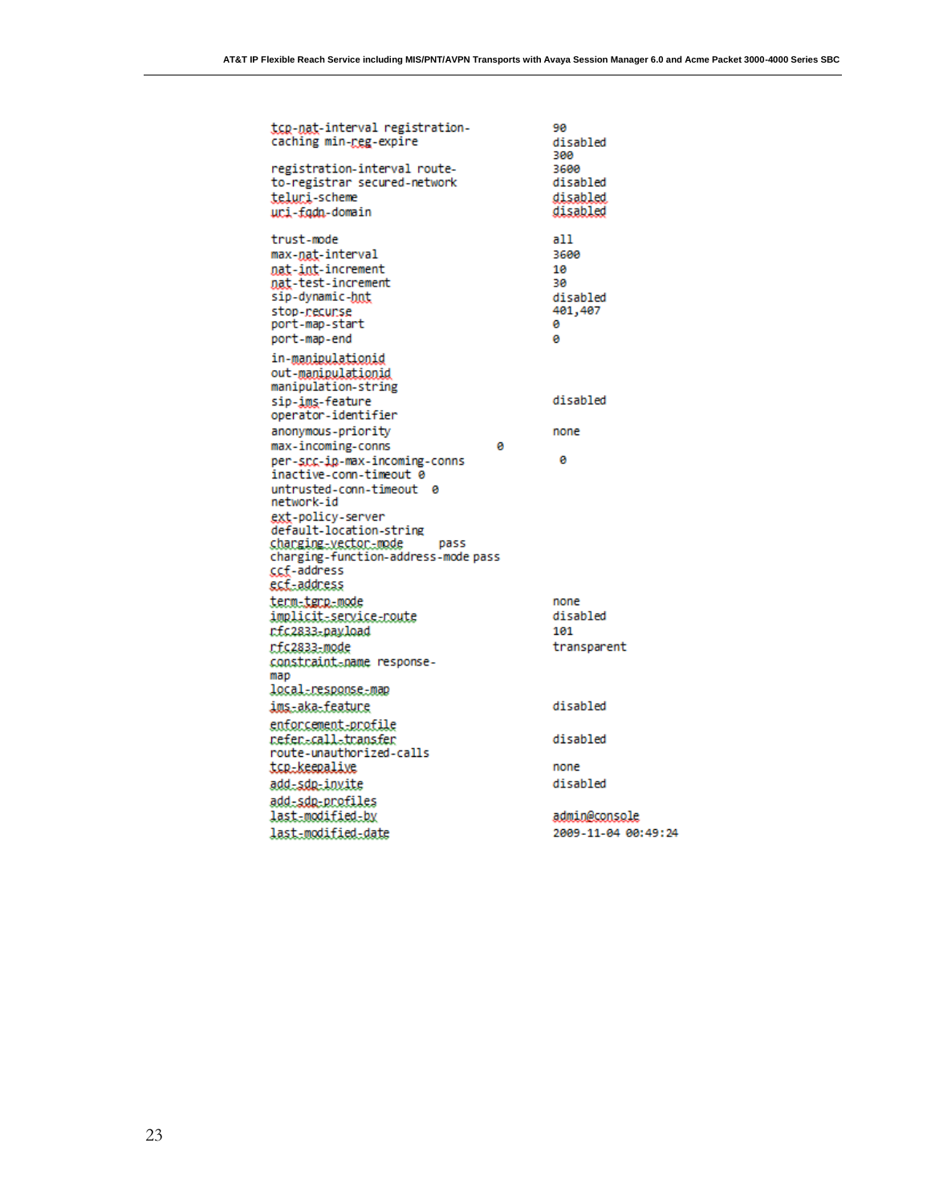```
tcp-nat-interval registration-          90
caching min-reg-expire                  disabled
                                        300
registration-interval route-            3600
to-registrar secured-network            disabled
teluri-scheme                           disabled
uri-fqdn-domain                         disabled

trust-mode                              all
max-nat-interval                        3600
nat-int-increment                       10
nat-test-increment                      30
sip-dynamic-hnt                         disabled
stop-recurse                            401,407
port-map-start                          0
port-map-end                            0
in-manipulationid
out-manipulationid
manipulation-string
sip-ims-feature                         disabled
operator-identifier
anonymous-priority                      none
max-incoming-conns              0
per-src-ip-max-incoming-conns            0
inactive-conn-timeout 0
untrusted-conn-timeout  0
network-id
ext-policy-server
default-location-string
charging-vector-mode     pass
charging-function-address-mode pass
ccf-address
ecf-address
term-tgrp-mode                          none
implicit-service-route                  disabled
rfc2833-payload                         101
rfc2833-mode                            transparent
constraint-name response-
map
local-response-map
ims-aka-feature                         disabled
enforcement-profile
refer-call-transfer                     disabled
route-unauthorized-calls
tcp-keepalive                           none
add-sdp-invite                          disabled
add-sdp-profiles
last-modified-by                        admin@console
last-modified-date                      2009-11-04 00:49:24
```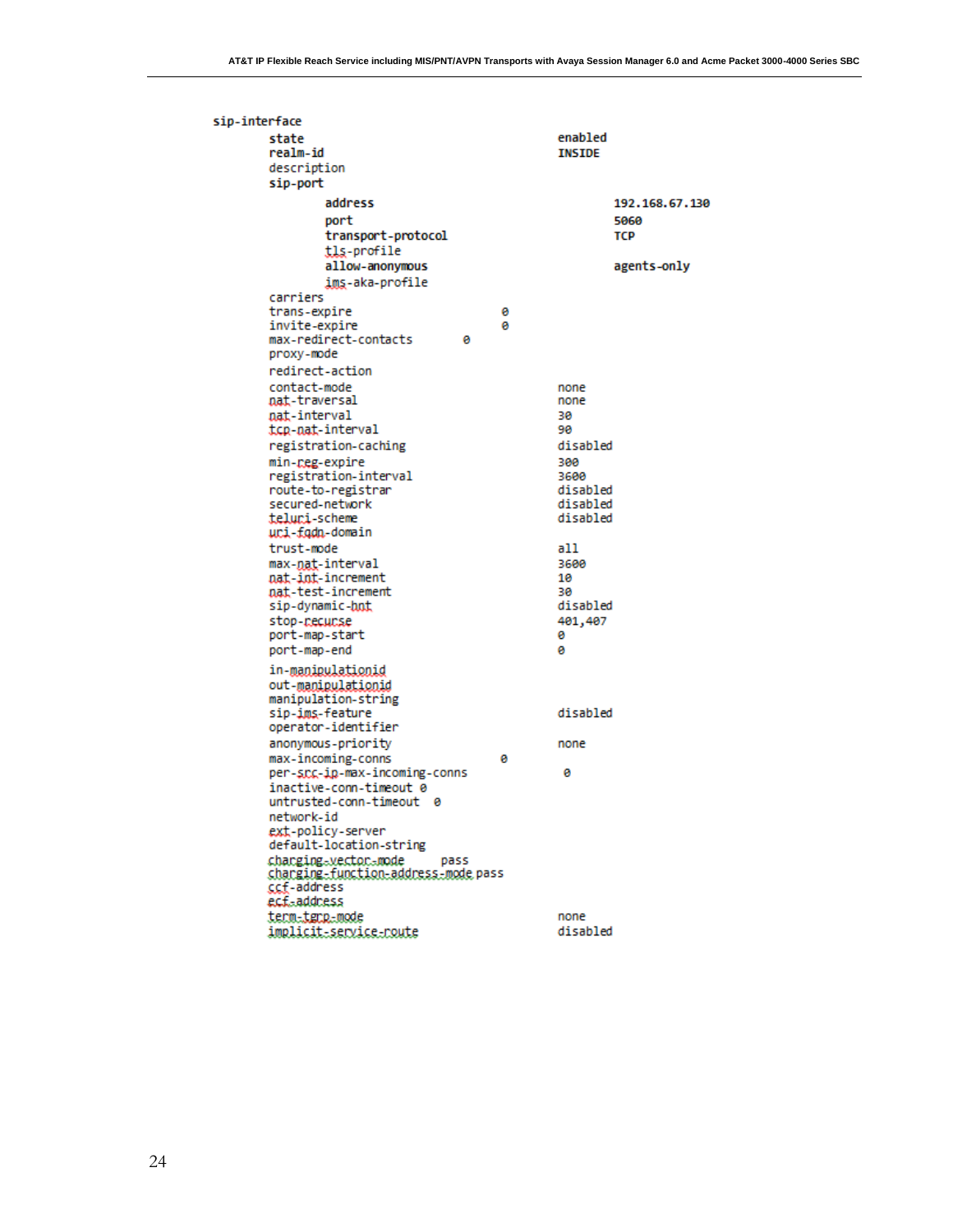```
sip-interface
        state                                           enabled
        realm-id                                        INSIDE
        description
        sip-port
                address                                         192.168.67.130
                port                                            5060
                transport-protocol                              TCP
                tls-profile
                allow-anonymous                                 agents-only
                ims-aka-profile
        carriers
        trans-expire                            0
        invite-expire                           0
        max-redirect-contacts           0
        proxy-mode
        redirect-action
        contact-mode                                    none
        nat-traversal                                   none
        nat-interval                                    30
        tcp-nat-interval                                90
        registration-caching                            disabled
        min-reg-expire                                  300
        registration-interval                           3600
        route-to-registrar                              disabled
        secured-network                                 disabled
        teluri-scheme                                   disabled
        uri-fqdn-domain
        trust-mode                                      all
        max-nat-interval                                3600
        nat-int-increment                               10
        nat-test-increment                              30
        sip-dynamic-hnt                                 disabled
        stop-recurse                                    401,407
        port-map-start                                  0
        port-map-end                                    0
        in-manipulationid
        out-manipulationid
        manipulation-string
        sip-ims-feature                                 disabled
        operator-identifier
        anonymous-priority                              none
        max-incoming-conns                      0
        per-src-ip-max-incoming-conns                    0
        inactive-conn-timeout 0
        untrusted-conn-timeout  0
        network-id
        ext-policy-server
        default-location-string
        charging-vector-mode       pass
        charging-function-address-mode pass
        ccf-address
        ecf-address
        term-tgrp-mode                                  none
        implicit-service-route                          disabled
```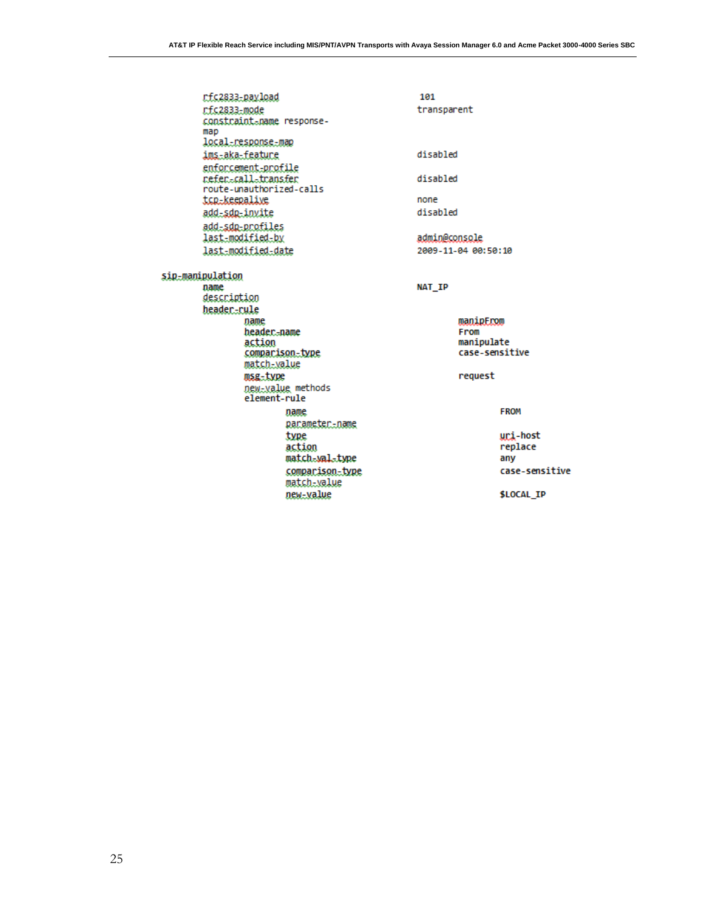```
        rfc2833-payload                          101
        rfc2833-mode                             transparent
        constraint-name response-
        map
        local-response-map
        ims-aka-feature                          disabled
        enforcement-profile
        refer-call-transfer                      disabled
        route-unauthorized-calls
        tcp-keepalive                            none
        add-sdp-invite                           disabled
        add-sdp-profiles
        last-modified-by                         admin@console
        last-modified-date                       2009-11-04 00:50:10

sip-manipulation
        name                                     NAT_IP
        description
        header-rule
                name                                     manipFrom
                header-name                              From
                action                                   manipulate
                comparison-type                          case-sensitive
                match-value
                msg-type                                 request
                new-value methods
                element-rule
                        name                                     FROM
                        parameter-name
                        type                                     uri-host
                        action                                   replace
                        match-val-type                           any
                        comparison-type                          case-sensitive
                        match-value
                        new-value                                $LOCAL_IP
```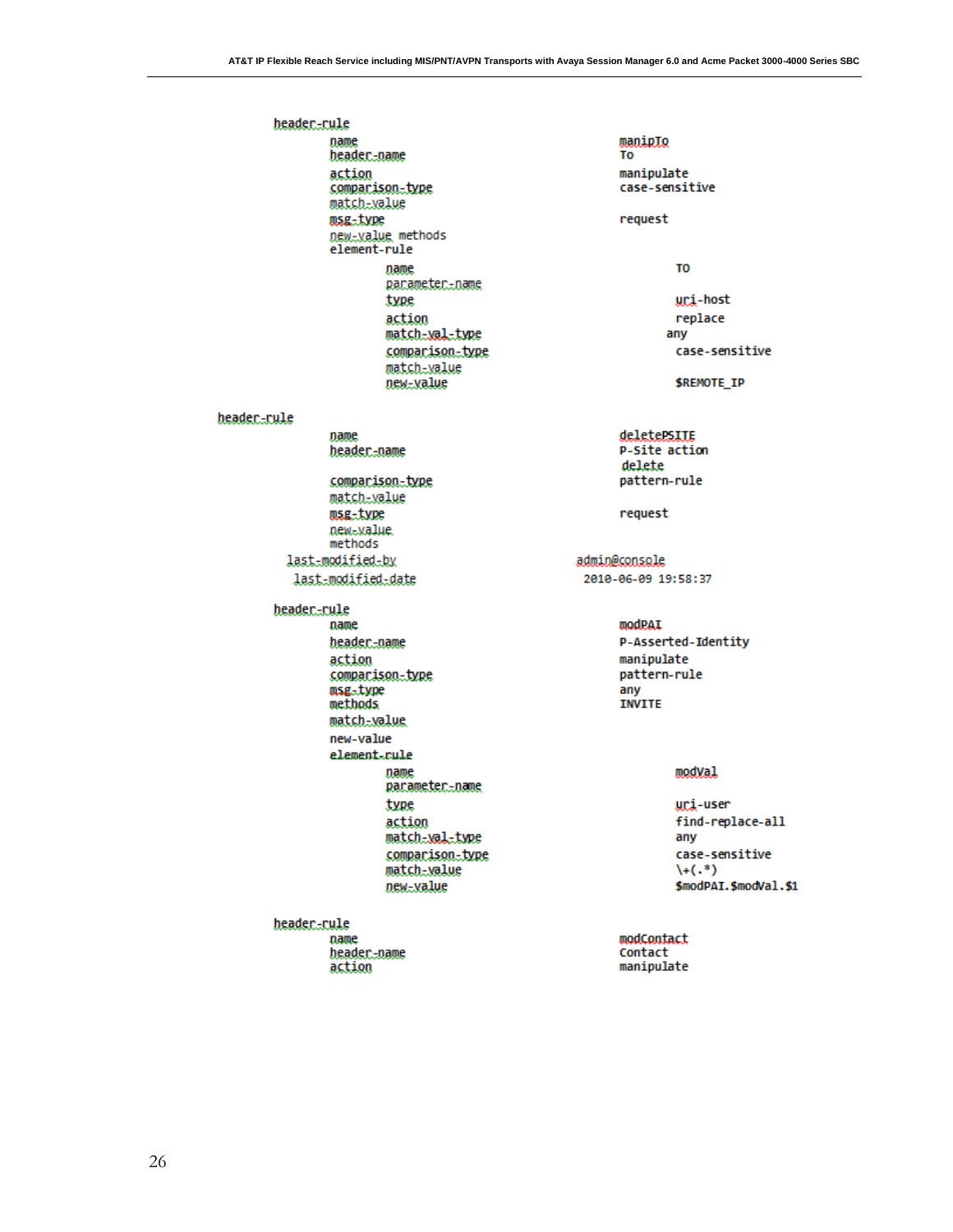```
header-rule
        name                                    manipTo
        header-name                             To
        action                                  manipulate
        comparison-type                         case-sensitive
        match-value
        msg-type                                request
        new-value methods
        element-rule
                name                                    TO
                parameter-name
                type                                    uri-host
                action                                  replace
                match-val-type                         any
                comparison-type                         case-sensitive
                match-value
                new-value                               $REMOTE_IP

header-rule
        name                                    deletePSITE
        header-name                             P-Site action
                                                 delete
        comparison-type                         pattern-rule
        match-value
        msg-type                                request
        new-value
        methods
    last-modified-by                      admin@console
     last-modified-date                    2010-06-09 19:58:37

header-rule
        name                                    modPAI
        header-name                             P-Asserted-Identity
        action                                  manipulate
        comparison-type                         pattern-rule
        msg-type                                any
        methods                                 INVITE
        match-value
        new-value
        element-rule
                name                                    modVal
                parameter-name
                type                                    uri-user
                action                                  find-replace-all
                match-val-type                          any
                comparison-type                         case-sensitive
                match-value                             \+(.*)
                new-value                               $modPAI.$modVal.$1

header-rule
        name                                    modContact
        header-name                             Contact
        action                                  manipulate
```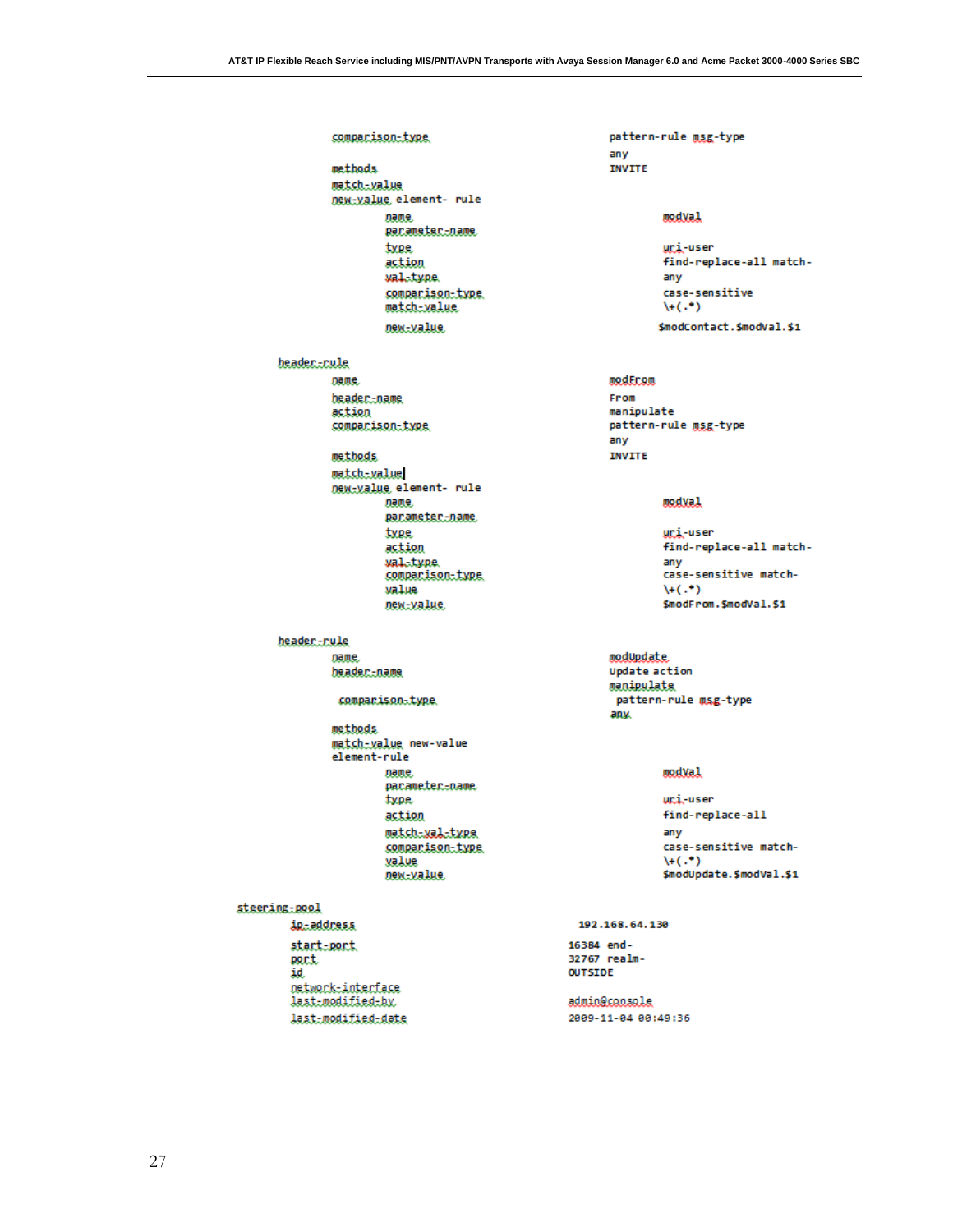```
            comparison-type                 pattern-rule msg-type
                                            any
            methods                         INVITE
            match-value
            new-value element- rule
                    name                            modVal
                    parameter-name
                    type                            uri-user
                    action                          find-replace-all match-
                    val-type                        any
                    comparison-type                 case-sensitive
                    match-value                     \+(.*)
                    new-value                       $modContact.$modVal.$1

        header-rule
            name                            modFrom
            header-name                     From
            action                          manipulate
            comparison-type                 pattern-rule msg-type
                                            any
            methods                         INVITE
            match-value
            new-value element- rule
                    name                            modVal
                    parameter-name
                    type                            uri-user
                    action                          find-replace-all match-
                    val-type                        any
                    comparison-type                 case-sensitive match-
                    value                           \+(.*)
                    new-value                       $modFrom.$modVal.$1

        header-rule
            name                            modUpdate
            header-name                     Update action
                                            manipulate
             comparison-type                 pattern-rule msg-type
                                            any
            methods
            match-value new-value
            element-rule
                    name                            modVal
                    parameter-name
                    type                            uri-user
                    action                          find-replace-all
                    match-val-type                  any
                    comparison-type                 case-sensitive match-
                    value                           \+(.*)
                    new-value                       $modUpdate.$modVal.$1

    steering-pool
        ip-address                      192.168.64.130
        start-port                      16384 end-
        port                            32767 realm-
        id                              OUTSIDE
        network-interface
        last-modified-by                admin@console
        last-modified-date              2009-11-04 00:49:36
```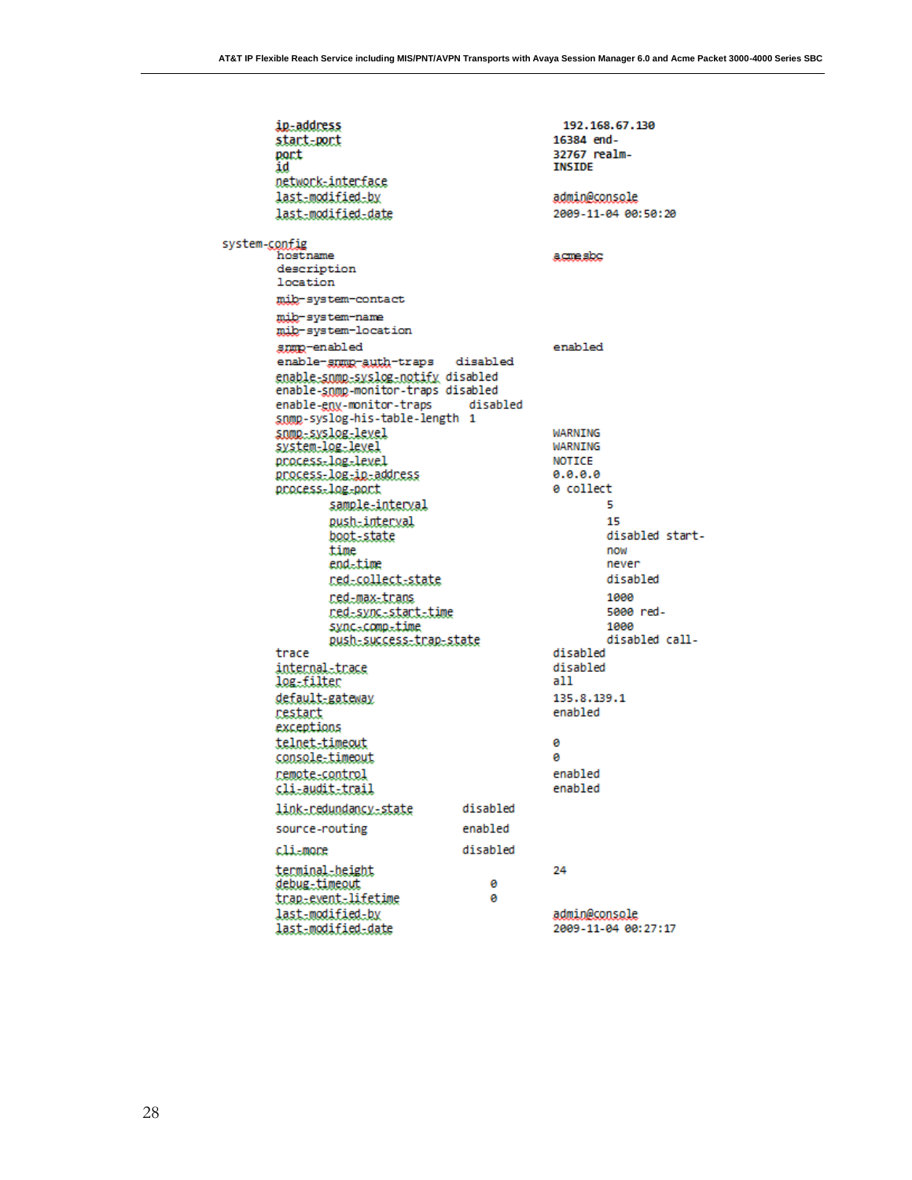```
        ip-address                                   192.168.67.130
        start-port                                   16384 end-
        port                                         32767 realm-
        id                                           INSIDE
        network-interface
        last-modified-by                             admin@console
        last-modified-date                           2009-11-04 00:50:20

system-config
        hostname                                     acmesbc
        description
        location
        mib-system-contact
        mib-system-name
        mib-system-location
        snmp-enabled                                 enabled
        enable-snmp-auth-traps    disabled
        enable-snmp-syslog-notify disabled
        enable-snmp-monitor-traps disabled
        enable-env-monitor-traps      disabled
        snmp-syslog-his-table-length  1
        snmp-syslog-level                            WARNING
        system-log-level                             WARNING
        process-log-level                            NOTICE
        process-log-ip-address                       0.0.0.0
        process-log-port                             0 collect
                sample-interval                              5
                push-interval                                15
                boot-state                                   disabled start-
                time                                         now
                end-time                                     never
                red-collect-state                            disabled
                red-max-trans                                1000
                red-sync-start-time                          5000 red-
                sync-comp-time                               1000
                push-success-trap-state                      disabled call-
        trace                                        disabled
        internal-trace                               disabled
        log-filter                                   all
        default-gateway                              135.8.139.1
        restart                                      enabled
        exceptions
        telnet-timeout                               0
        console-timeout                              0
        remote-control                               enabled
        cli-audit-trail                              enabled
        link-redundancy-state          disabled
        source-routing                 enabled
        cli-more                       disabled
        terminal-height                              24
        debug-timeout                     0
        trap-event-lifetime               0
        last-modified-by                             admin@console
        last-modified-date                           2009-11-04 00:27:17
```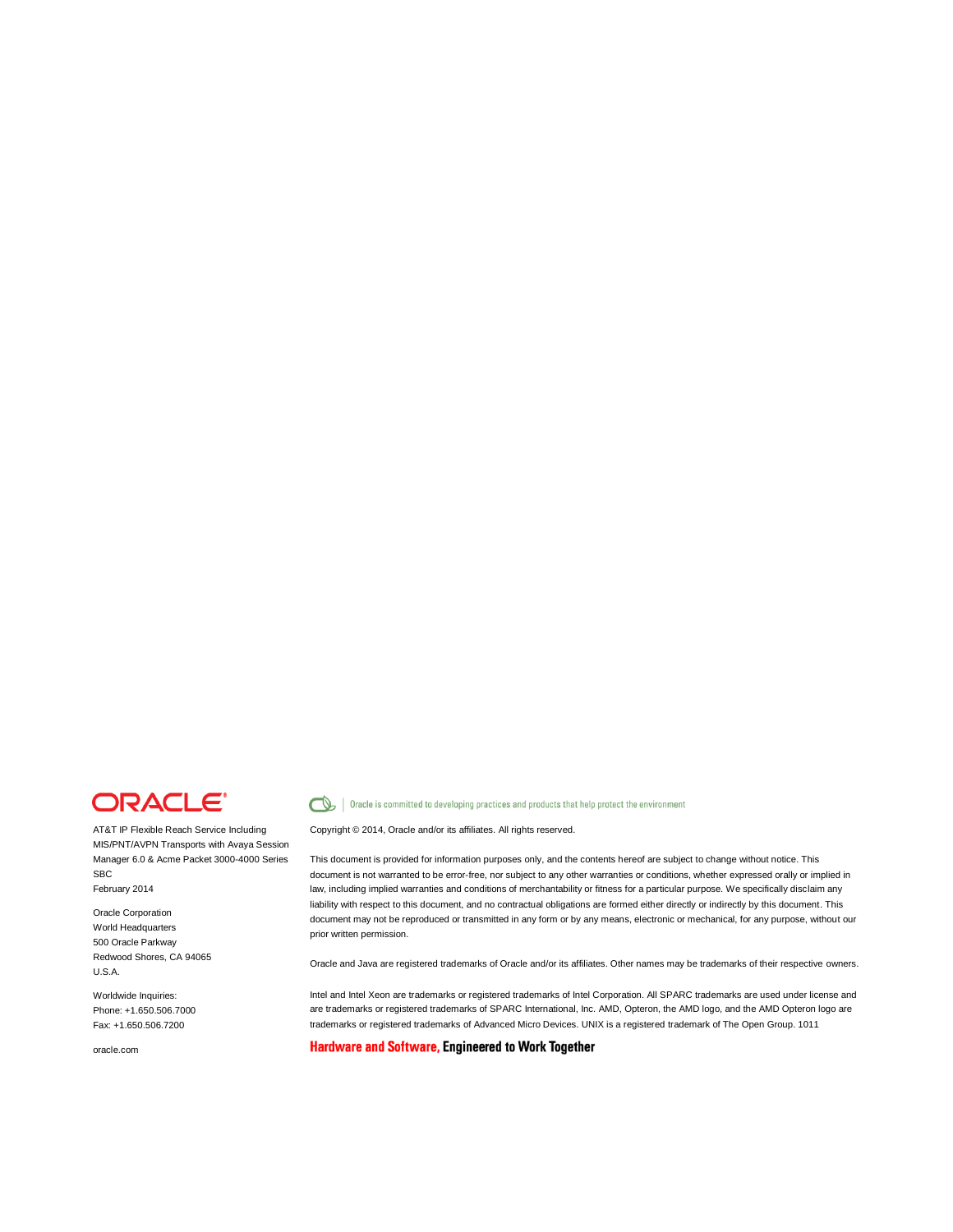ORACLE

Oracle is committed to developing practices and products that help protect the environment

AT&T IP Flexible Reach Service Including MIS/PNT/AVPN Transports with Avaya Session Manager 6.0 & Acme Packet 3000-4000 Series SBC
February 2014

Oracle Corporation
World Headquarters
500 Oracle Parkway
Redwood Shores, CA 94065
U.S.A.

Worldwide Inquiries:
Phone: +1.650.506.7000
Fax: +1.650.506.7200

oracle.com

Copyright © 2014, Oracle and/or its affiliates. All rights reserved.

This document is provided for information purposes only, and the contents hereof are subject to change without notice. This document is not warranted to be error-free, nor subject to any other warranties or conditions, whether expressed orally or implied in law, including implied warranties and conditions of merchantability or fitness for a particular purpose. We specifically disclaim any liability with respect to this document, and no contractual obligations are formed either directly or indirectly by this document. This document may not be reproduced or transmitted in any form or by any means, electronic or mechanical, for any purpose, without our prior written permission.

Oracle and Java are registered trademarks of Oracle and/or its affiliates. Other names may be trademarks of their respective owners.

Intel and Intel Xeon are trademarks or registered trademarks of Intel Corporation. All SPARC trademarks are used under license and are trademarks or registered trademarks of SPARC International, Inc. AMD, Opteron, the AMD logo, and the AMD Opteron logo are trademarks or registered trademarks of Advanced Micro Devices. UNIX is a registered trademark of The Open Group. 1011

**Hardware and Software, Engineered to Work Together**